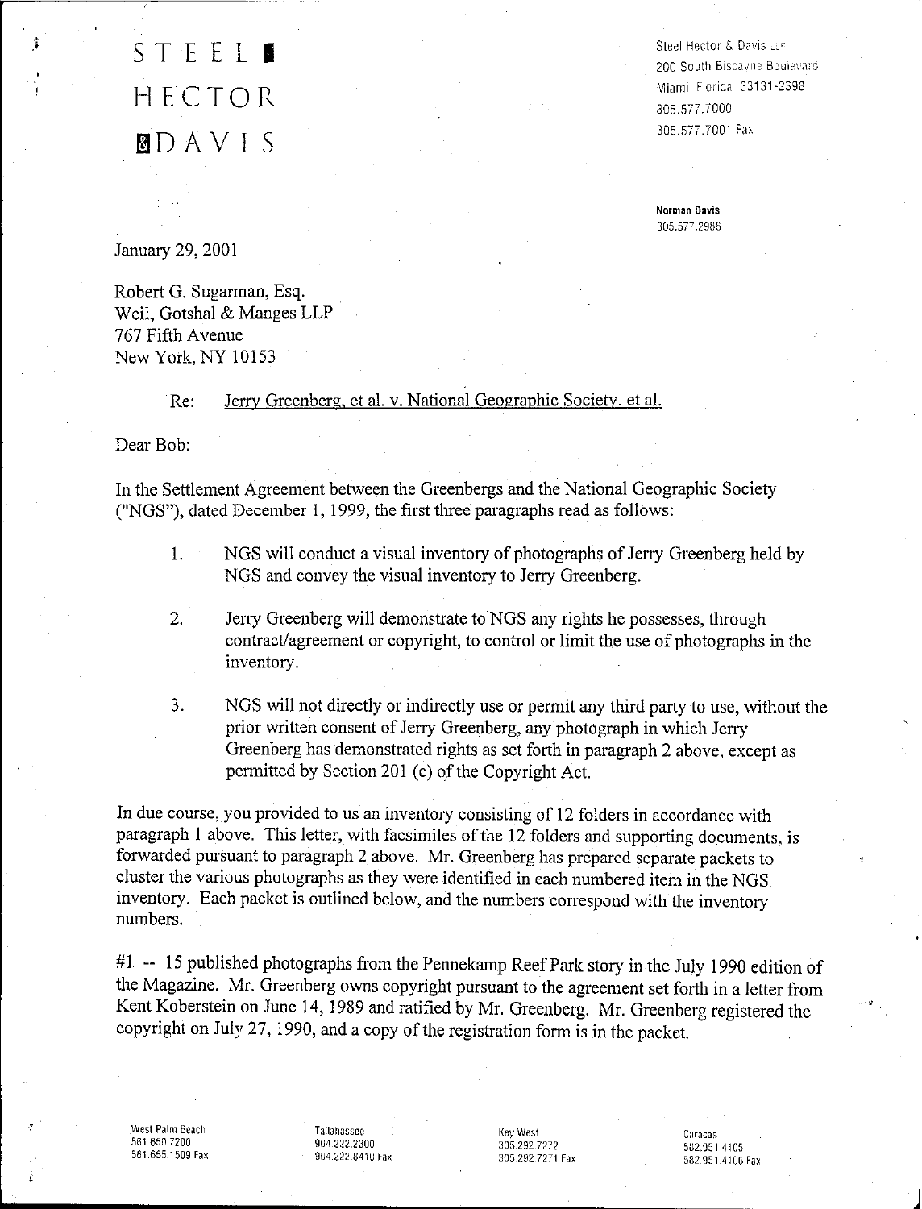STEEL HECTOR & DAVIS

Steel Hector & Davis LLP
200 South Biscayne Boulevard
Miami, Florida 33131-2398
305.577.7000
305.577.7001 Fax

**Norman Davis**
305.577.2988

January 29, 2001

Robert G. Sugarman, Esq.
Weil, Gotshal & Manges LLP
767 Fifth Avenue
New York, NY 10153

Re: Jerry Greenberg, et al. v. National Geographic Society, et al.

Dear Bob:

In the Settlement Agreement between the Greenbergs and the National Geographic Society ("NGS"), dated December 1, 1999, the first three paragraphs read as follows:

1. NGS will conduct a visual inventory of photographs of Jerry Greenberg held by NGS and convey the visual inventory to Jerry Greenberg.

2. Jerry Greenberg will demonstrate to NGS any rights he possesses, through contract/agreement or copyright, to control or limit the use of photographs in the inventory.

3. NGS will not directly or indirectly use or permit any third party to use, without the prior written consent of Jerry Greenberg, any photograph in which Jerry Greenberg has demonstrated rights as set forth in paragraph 2 above, except as permitted by Section 201 (c) of the Copyright Act.

In due course, you provided to us an inventory consisting of 12 folders in accordance with paragraph 1 above. This letter, with facsimiles of the 12 folders and supporting documents, is forwarded pursuant to paragraph 2 above. Mr. Greenberg has prepared separate packets to cluster the various photographs as they were identified in each numbered item in the NGS inventory. Each packet is outlined below, and the numbers correspond with the inventory numbers.

#1 -- 15 published photographs from the Pennekamp Reef Park story in the July 1990 edition of the Magazine. Mr. Greenberg owns copyright pursuant to the agreement set forth in a letter from Kent Koberstein on June 14, 1989 and ratified by Mr. Greenberg. Mr. Greenberg registered the copyright on July 27, 1990, and a copy of the registration form is in the packet.

West Palm Beach 561.650.7200 561.655.1509 Fax | Tallahassee 904.222.2300 904.222.8410 Fax | Key West 305.292.7272 305.292.7271 Fax | Caracas 582.951.4105 582.951.4106 Fax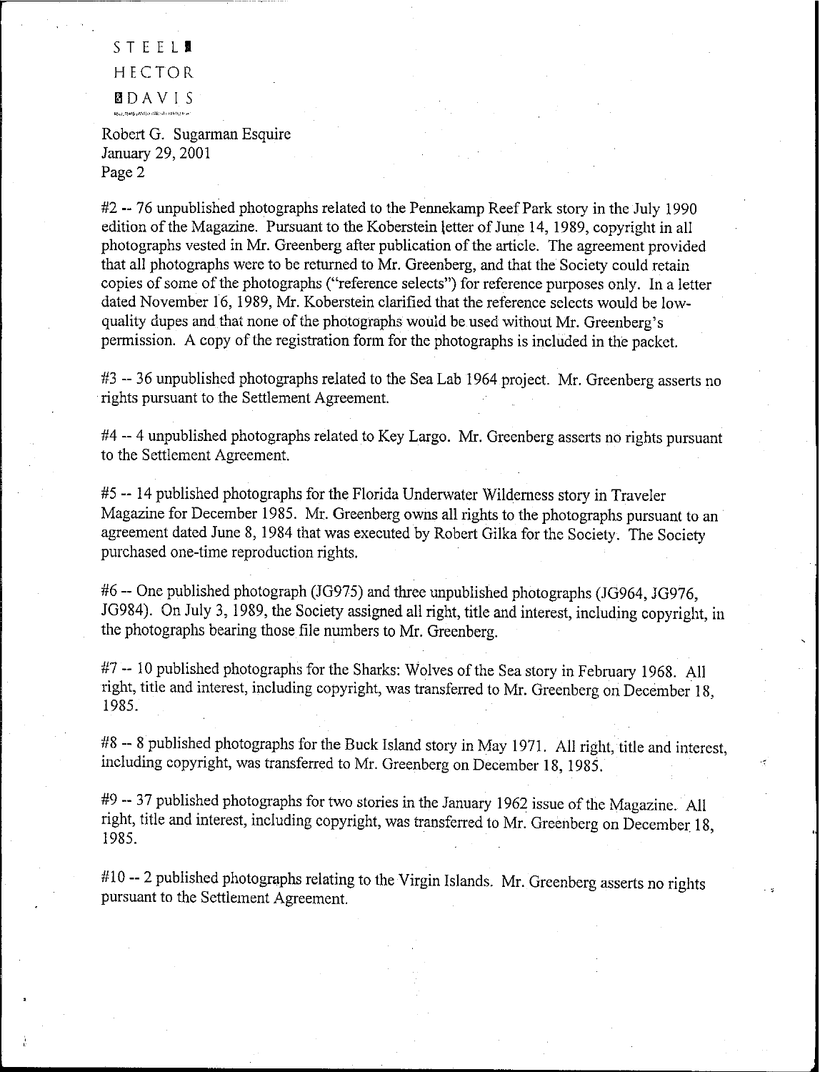STEEL HECTOR DAVIS

Robert G. Sugarman Esquire
January 29, 2001
Page 2

#2 -- 76 unpublished photographs related to the Pennekamp Reef Park story in the July 1990 edition of the Magazine. Pursuant to the Koberstein letter of June 14, 1989, copyright in all photographs vested in Mr. Greenberg after publication of the article. The agreement provided that all photographs were to be returned to Mr. Greenberg, and that the Society could retain copies of some of the photographs ("reference selects") for reference purposes only. In a letter dated November 16, 1989, Mr. Koberstein clarified that the reference selects would be low-quality dupes and that none of the photographs would be used without Mr. Greenberg's permission. A copy of the registration form for the photographs is included in the packet.

#3 -- 36 unpublished photographs related to the Sea Lab 1964 project. Mr. Greenberg asserts no rights pursuant to the Settlement Agreement.

#4 -- 4 unpublished photographs related to Key Largo. Mr. Greenberg asserts no rights pursuant to the Settlement Agreement.

#5 -- 14 published photographs for the Florida Underwater Wilderness story in Traveler Magazine for December 1985. Mr. Greenberg owns all rights to the photographs pursuant to an agreement dated June 8, 1984 that was executed by Robert Gilka for the Society. The Society purchased one-time reproduction rights.

#6 -- One published photograph (JG975) and three unpublished photographs (JG964, JG976, JG984). On July 3, 1989, the Society assigned all right, title and interest, including copyright, in the photographs bearing those file numbers to Mr. Greenberg.

#7 -- 10 published photographs for the Sharks: Wolves of the Sea story in February 1968. All right, title and interest, including copyright, was transferred to Mr. Greenberg on December 18, 1985.

#8 -- 8 published photographs for the Buck Island story in May 1971. All right, title and interest, including copyright, was transferred to Mr. Greenberg on December 18, 1985.

#9 -- 37 published photographs for two stories in the January 1962 issue of the Magazine. All right, title and interest, including copyright, was transferred to Mr. Greenberg on December 18, 1985.

#10 -- 2 published photographs relating to the Virgin Islands. Mr. Greenberg asserts no rights pursuant to the Settlement Agreement.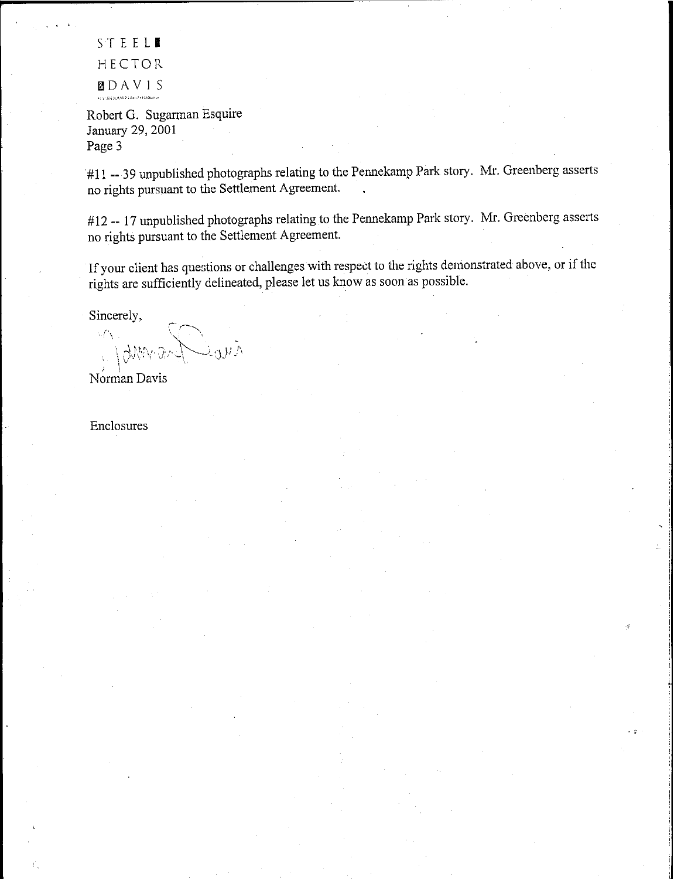STEEL HECTOR & DAVIS

Robert G. Sugarman Esquire
January 29, 2001

#11 -- 39 unpublished photographs relating to the Pennekamp Park story. Mr. Greenberg asserts no rights pursuant to the Settlement Agreement.

#12 -- 17 unpublished photographs relating to the Pennekamp Park story. Mr. Greenberg asserts no rights pursuant to the Settlement Agreement.

If your client has questions or challenges with respect to the rights demonstrated above, or if the rights are sufficiently delineated, please let us know as soon as possible.

Sincerely,

Norman Davis

Enclosures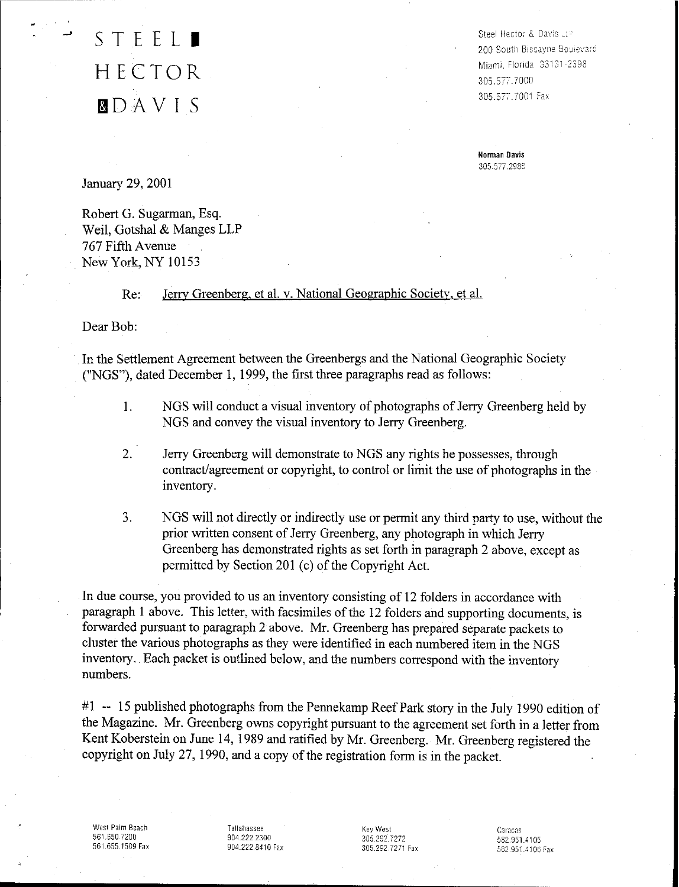STEEL HECTOR & DAVIS

Steel Hector & Davis LLP
200 South Biscayne Boulevard
Miami, Florida 33131-2398
305.577.7000
305.577.7001 Fax

**Norman Davis**
305.577.2988

January 29, 2001

Robert G. Sugarman, Esq.
Weil, Gotshal & Manges LLP
767 Fifth Avenue
New York, NY 10153

Re: Jerry Greenberg, et al. v. National Geographic Society, et al.

Dear Bob:

In the Settlement Agreement between the Greenbergs and the National Geographic Society ("NGS"), dated December 1, 1999, the first three paragraphs read as follows:

1. NGS will conduct a visual inventory of photographs of Jerry Greenberg held by NGS and convey the visual inventory to Jerry Greenberg.

2. Jerry Greenberg will demonstrate to NGS any rights he possesses, through contract/agreement or copyright, to control or limit the use of photographs in the inventory.

3. NGS will not directly or indirectly use or permit any third party to use, without the prior written consent of Jerry Greenberg, any photograph in which Jerry Greenberg has demonstrated rights as set forth in paragraph 2 above, except as permitted by Section 201 (c) of the Copyright Act.

In due course, you provided to us an inventory consisting of 12 folders in accordance with paragraph 1 above. This letter, with facsimiles of the 12 folders and supporting documents, is forwarded pursuant to paragraph 2 above. Mr. Greenberg has prepared separate packets to cluster the various photographs as they were identified in each numbered item in the NGS inventory. Each packet is outlined below, and the numbers correspond with the inventory numbers.

#1 -- 15 published photographs from the Pennekamp Reef Park story in the July 1990 edition of the Magazine. Mr. Greenberg owns copyright pursuant to the agreement set forth in a letter from Kent Koberstein on June 14, 1989 and ratified by Mr. Greenberg. Mr. Greenberg registered the copyright on July 27, 1990, and a copy of the registration form is in the packet.

West Palm Beach 561.650.7200 561.655.1509 Fax | Tallahassee 904.222.2300 904.222.8410 Fax | Key West 305.292.7272 305.292.7271 Fax | Caracas 582.951.4105 582.951.4106 Fax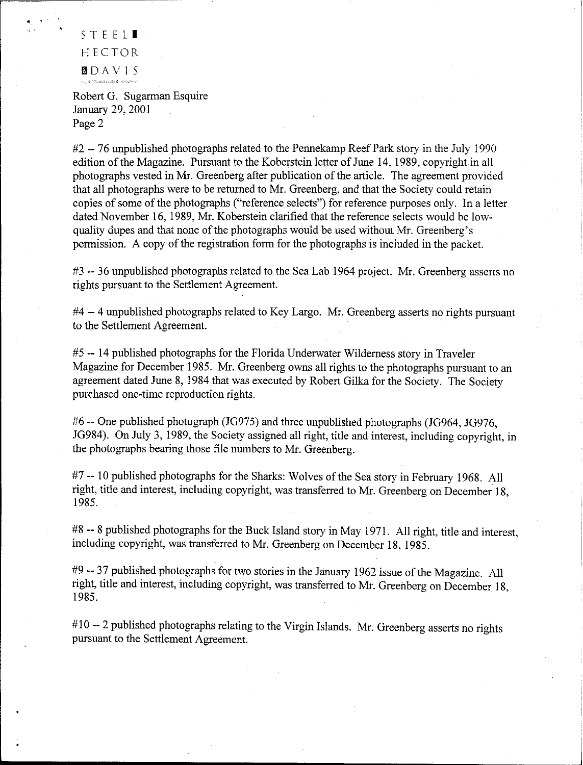Robert G. Sugarman Esquire
January 29, 2001
Page 2

#2 -- 76 unpublished photographs related to the Pennekamp Reef Park story in the July 1990 edition of the Magazine. Pursuant to the Koberstein letter of June 14, 1989, copyright in all photographs vested in Mr. Greenberg after publication of the article. The agreement provided that all photographs were to be returned to Mr. Greenberg, and that the Society could retain copies of some of the photographs ("reference selects") for reference purposes only. In a letter dated November 16, 1989, Mr. Koberstein clarified that the reference selects would be low-quality dupes and that none of the photographs would be used without Mr. Greenberg's permission. A copy of the registration form for the photographs is included in the packet.

#3 -- 36 unpublished photographs related to the Sea Lab 1964 project. Mr. Greenberg asserts no rights pursuant to the Settlement Agreement.

#4 -- 4 unpublished photographs related to Key Largo. Mr. Greenberg asserts no rights pursuant to the Settlement Agreement.

#5 -- 14 published photographs for the Florida Underwater Wilderness story in Traveler Magazine for December 1985. Mr. Greenberg owns all rights to the photographs pursuant to an agreement dated June 8, 1984 that was executed by Robert Gilka for the Society. The Society purchased one-time reproduction rights.

#6 -- One published photograph (JG975) and three unpublished photographs (JG964, JG976, JG984). On July 3, 1989, the Society assigned all right, title and interest, including copyright, in the photographs bearing those file numbers to Mr. Greenberg.

#7 -- 10 published photographs for the Sharks: Wolves of the Sea story in February 1968. All right, title and interest, including copyright, was transferred to Mr. Greenberg on December 18, 1985.

#8 -- 8 published photographs for the Buck Island story in May 1971. All right, title and interest, including copyright, was transferred to Mr. Greenberg on December 18, 1985.

#9 -- 37 published photographs for two stories in the January 1962 issue of the Magazine. All right, title and interest, including copyright, was transferred to Mr. Greenberg on December 18, 1985.

#10 -- 2 published photographs relating to the Virgin Islands. Mr. Greenberg asserts no rights pursuant to the Settlement Agreement.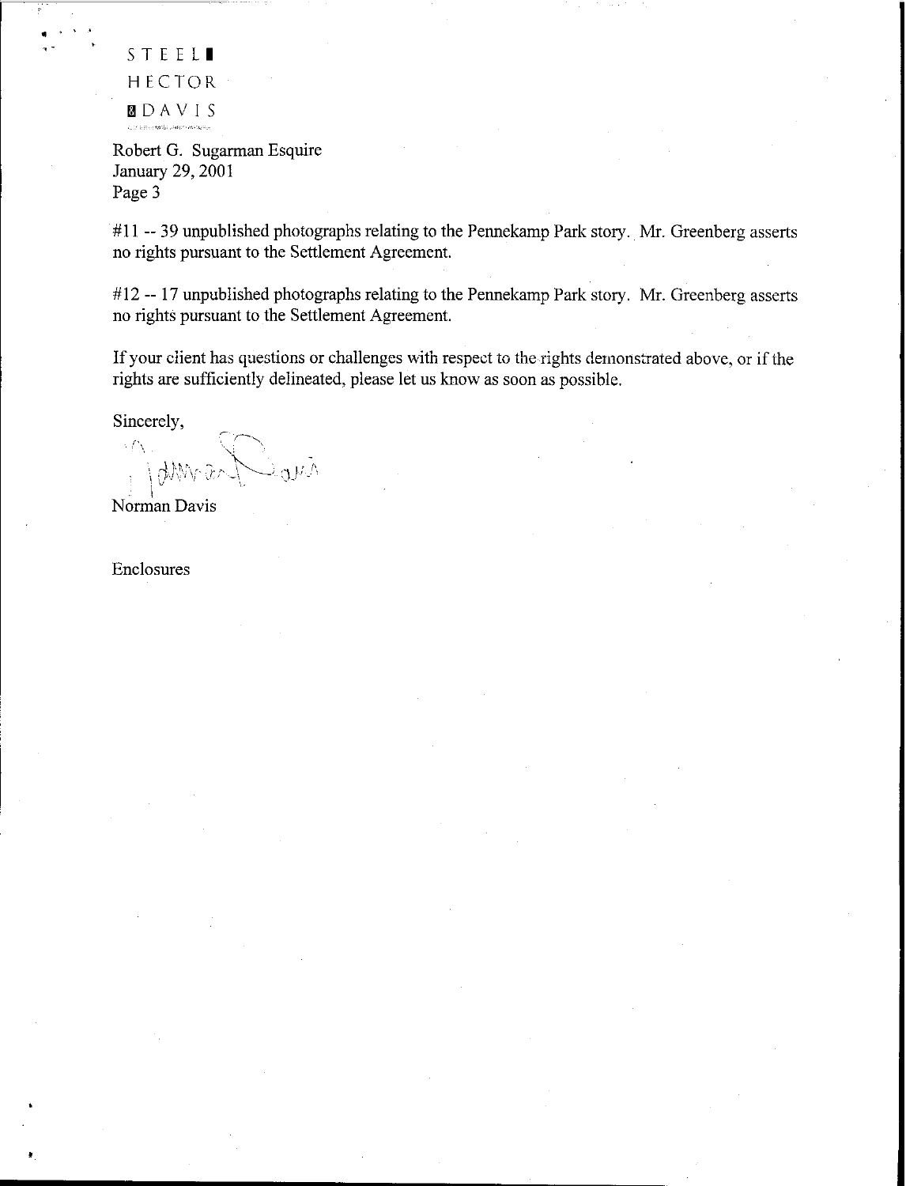STEEL HECTOR & DAVIS

Robert G. Sugarman Esquire
January 29, 2001
Page 3

#11 -- 39 unpublished photographs relating to the Pennekamp Park story. Mr. Greenberg asserts no rights pursuant to the Settlement Agreement.

#12 -- 17 unpublished photographs relating to the Pennekamp Park story. Mr. Greenberg asserts no rights pursuant to the Settlement Agreement.

If your client has questions or challenges with respect to the rights demonstrated above, or if the rights are sufficiently delineated, please let us know as soon as possible.

Sincerely,

Norman Davis

Enclosures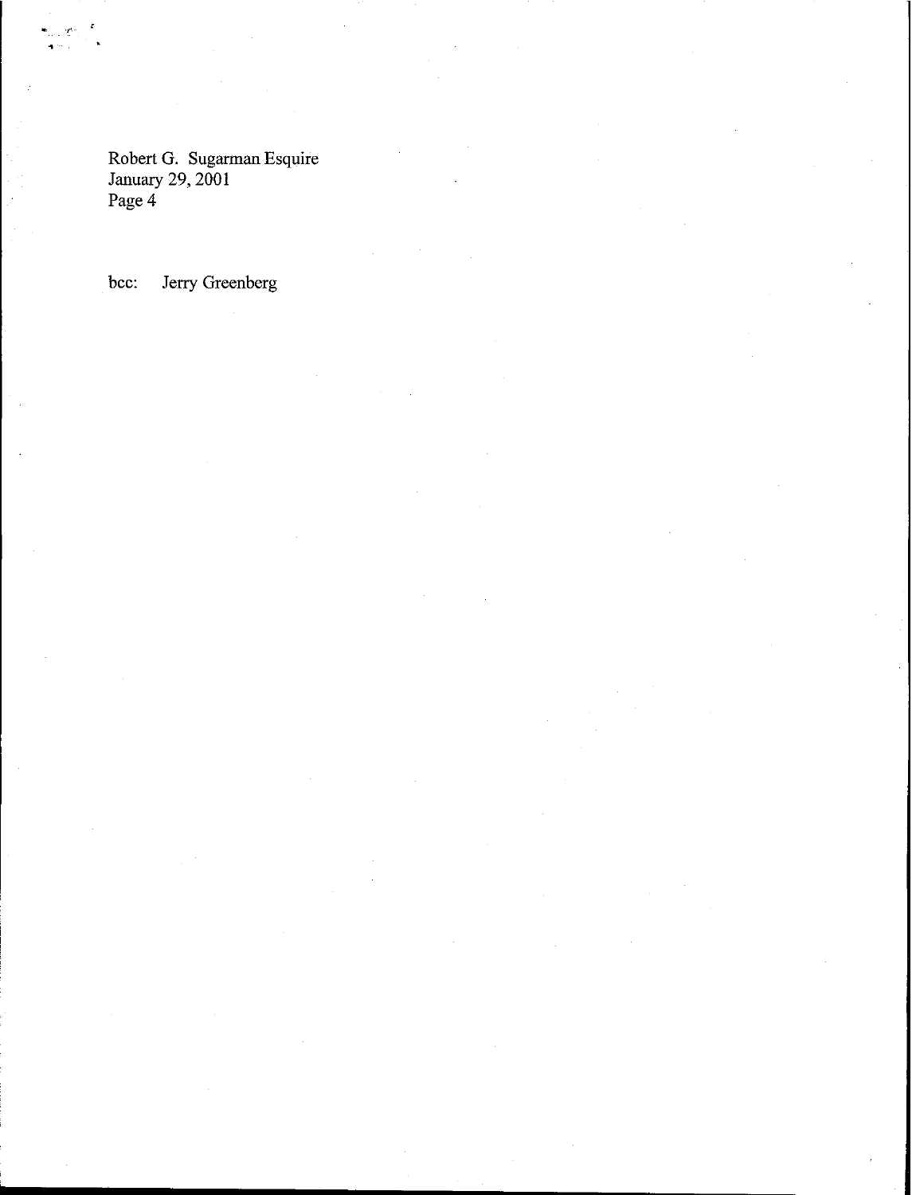bcc: Jerry Greenberg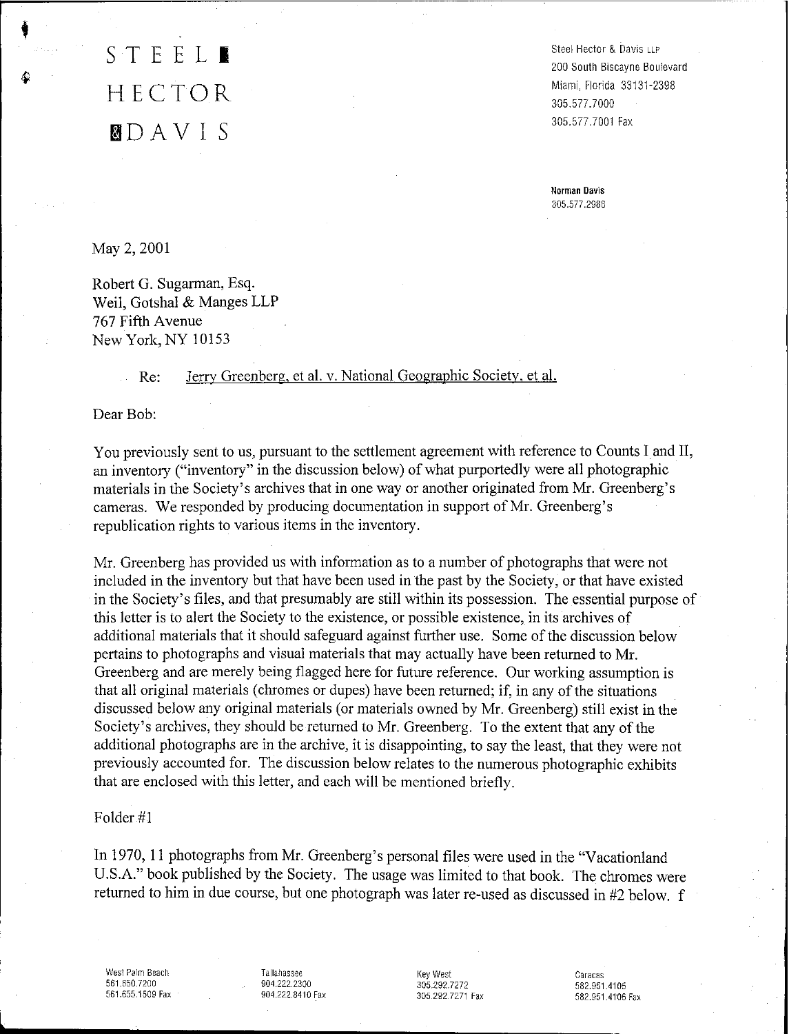STEEL HECTOR & DAVIS

Steel Hector & Davis LLP
200 South Biscayne Boulevard
Miami, Florida 33131-2398
305.577.7000
305.577.7001 Fax

**Norman Davis**
305.577.2988

May 2, 2001

Robert G. Sugarman, Esq.
Weil, Gotshal & Manges LLP
767 Fifth Avenue
New York, NY 10153

Re: Jerry Greenberg, et al. v. National Geographic Society, et al.

Dear Bob:

You previously sent to us, pursuant to the settlement agreement with reference to Counts I and II, an inventory ("inventory" in the discussion below) of what purportedly were all photographic materials in the Society's archives that in one way or another originated from Mr. Greenberg's cameras. We responded by producing documentation in support of Mr. Greenberg's republication rights to various items in the inventory.

Mr. Greenberg has provided us with information as to a number of photographs that were not included in the inventory but that have been used in the past by the Society, or that have existed in the Society's files, and that presumably are still within its possession. The essential purpose of this letter is to alert the Society to the existence, or possible existence, in its archives of additional materials that it should safeguard against further use. Some of the discussion below pertains to photographs and visual materials that may actually have been returned to Mr. Greenberg and are merely being flagged here for future reference. Our working assumption is that all original materials (chromes or dupes) have been returned; if, in any of the situations discussed below any original materials (or materials owned by Mr. Greenberg) still exist in the Society's archives, they should be returned to Mr. Greenberg. To the extent that any of the additional photographs are in the archive, it is disappointing, to say the least, that they were not previously accounted for. The discussion below relates to the numerous photographic exhibits that are enclosed with this letter, and each will be mentioned briefly.

Folder #1

In 1970, 11 photographs from Mr. Greenberg's personal files were used in the "Vacationland U.S.A." book published by the Society. The usage was limited to that book. The chromes were returned to him in due course, but one photograph was later re-used as discussed in #2 below.

West Palm Beach
561.650.7200
561.655.1509 Fax

Tallahassee
904.222.2300
904.222.8410 Fax

Key West
305.292.7272
305.292.7271 Fax

Caracas
582.951.4105
582.951.4105 Fax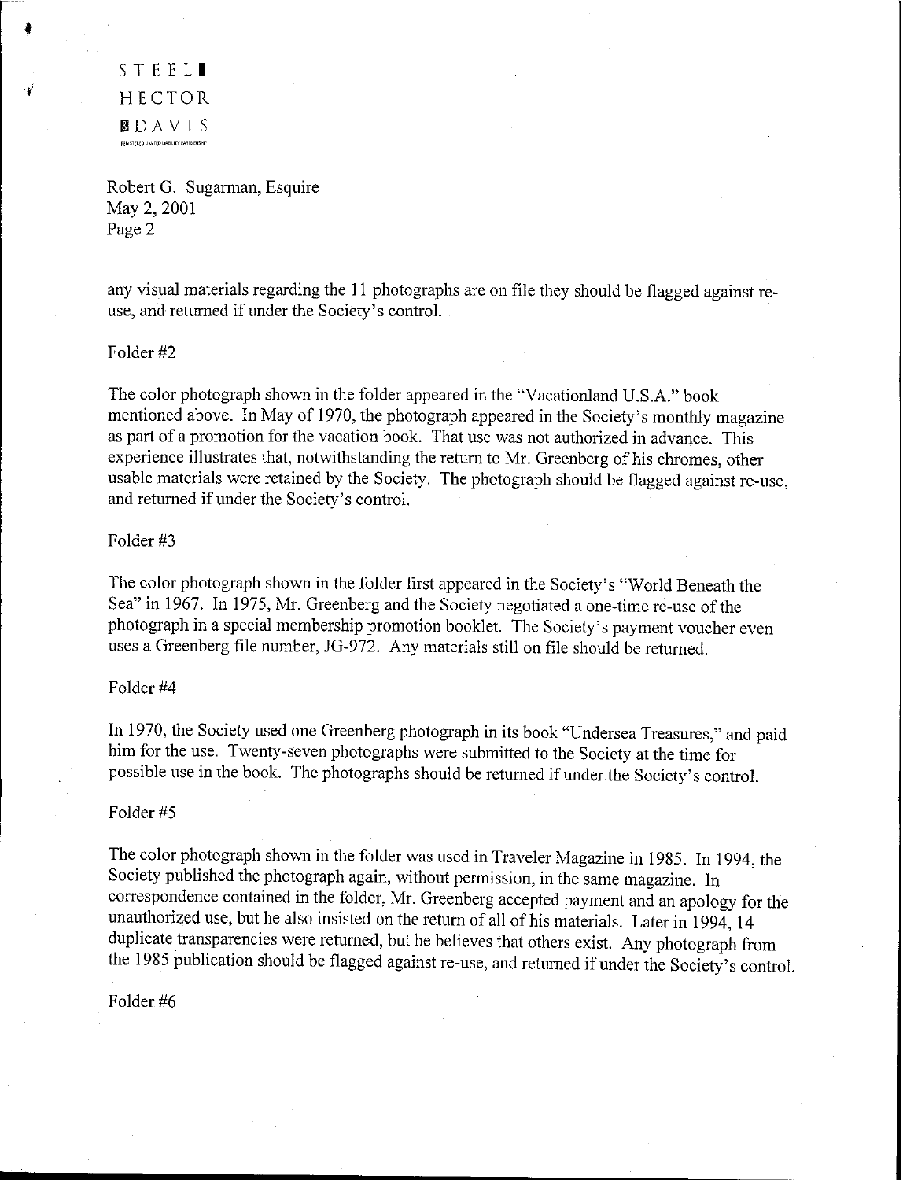any visual materials regarding the 11 photographs are on file they should be flagged against re-use, and returned if under the Society's control.

Folder #2

The color photograph shown in the folder appeared in the "Vacationland U.S.A." book mentioned above. In May of 1970, the photograph appeared in the Society's monthly magazine as part of a promotion for the vacation book. That use was not authorized in advance. This experience illustrates that, notwithstanding the return to Mr. Greenberg of his chromes, other usable materials were retained by the Society. The photograph should be flagged against re-use, and returned if under the Society's control.

Folder #3

The color photograph shown in the folder first appeared in the Society's "World Beneath the Sea" in 1967. In 1975, Mr. Greenberg and the Society negotiated a one-time re-use of the photograph in a special membership promotion booklet. The Society's payment voucher even uses a Greenberg file number, JG-972. Any materials still on file should be returned.

Folder #4

In 1970, the Society used one Greenberg photograph in its book "Undersea Treasures," and paid him for the use. Twenty-seven photographs were submitted to the Society at the time for possible use in the book. The photographs should be returned if under the Society's control.

Folder #5

The color photograph shown in the folder was used in Traveler Magazine in 1985. In 1994, the Society published the photograph again, without permission, in the same magazine. In correspondence contained in the folder, Mr. Greenberg accepted payment and an apology for the unauthorized use, but he also insisted on the return of all of his materials. Later in 1994, 14 duplicate transparencies were returned, but he believes that others exist. Any photograph from the 1985 publication should be flagged against re-use, and returned if under the Society's control.

Folder #6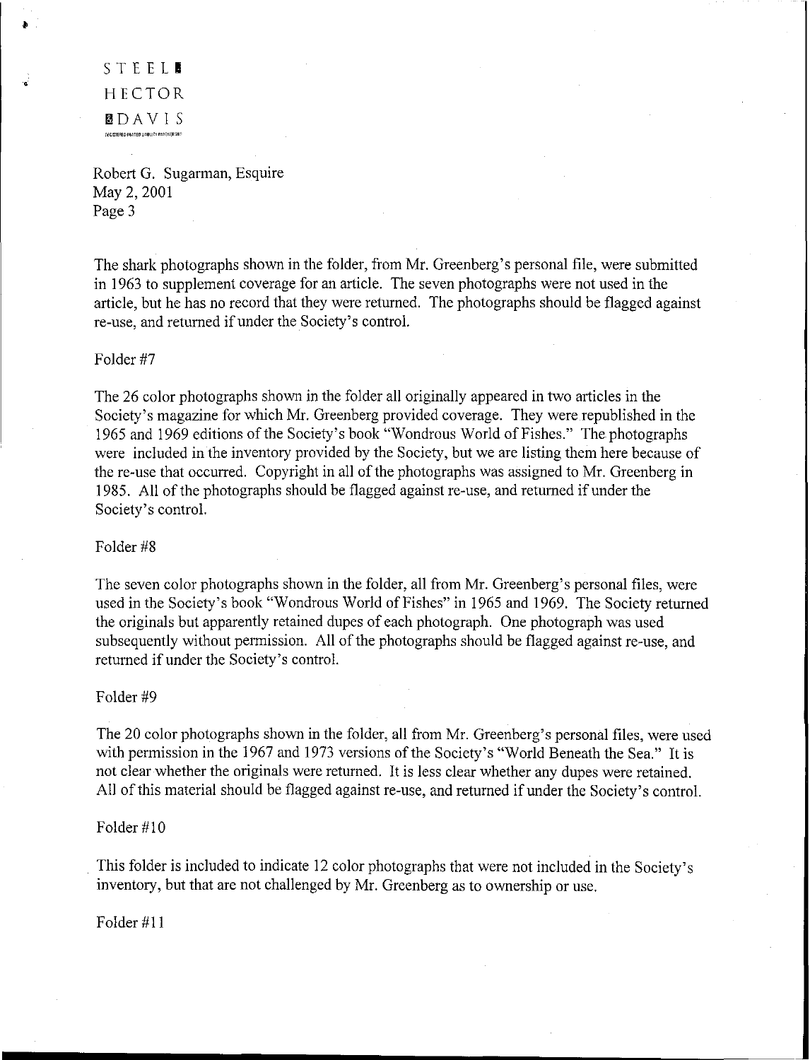The shark photographs shown in the folder, from Mr. Greenberg's personal file, were submitted in 1963 to supplement coverage for an article. The seven photographs were not used in the article, but he has no record that they were returned. The photographs should be flagged against re-use, and returned if under the Society's control.

Folder #7

The 26 color photographs shown in the folder all originally appeared in two articles in the Society's magazine for which Mr. Greenberg provided coverage. They were republished in the 1965 and 1969 editions of the Society's book "Wondrous World of Fishes." The photographs were included in the inventory provided by the Society, but we are listing them here because of the re-use that occurred. Copyright in all of the photographs was assigned to Mr. Greenberg in 1985. All of the photographs should be flagged against re-use, and returned if under the Society's control.

Folder #8

The seven color photographs shown in the folder, all from Mr. Greenberg's personal files, were used in the Society's book "Wondrous World of Fishes" in 1965 and 1969. The Society returned the originals but apparently retained dupes of each photograph. One photograph was used subsequently without permission. All of the photographs should be flagged against re-use, and returned if under the Society's control.

Folder #9

The 20 color photographs shown in the folder, all from Mr. Greenberg's personal files, were used with permission in the 1967 and 1973 versions of the Society's "World Beneath the Sea." It is not clear whether the originals were returned. It is less clear whether any dupes were retained. All of this material should be flagged against re-use, and returned if under the Society's control.

Folder #10

This folder is included to indicate 12 color photographs that were not included in the Society's inventory, but that are not challenged by Mr. Greenberg as to ownership or use.

Folder #11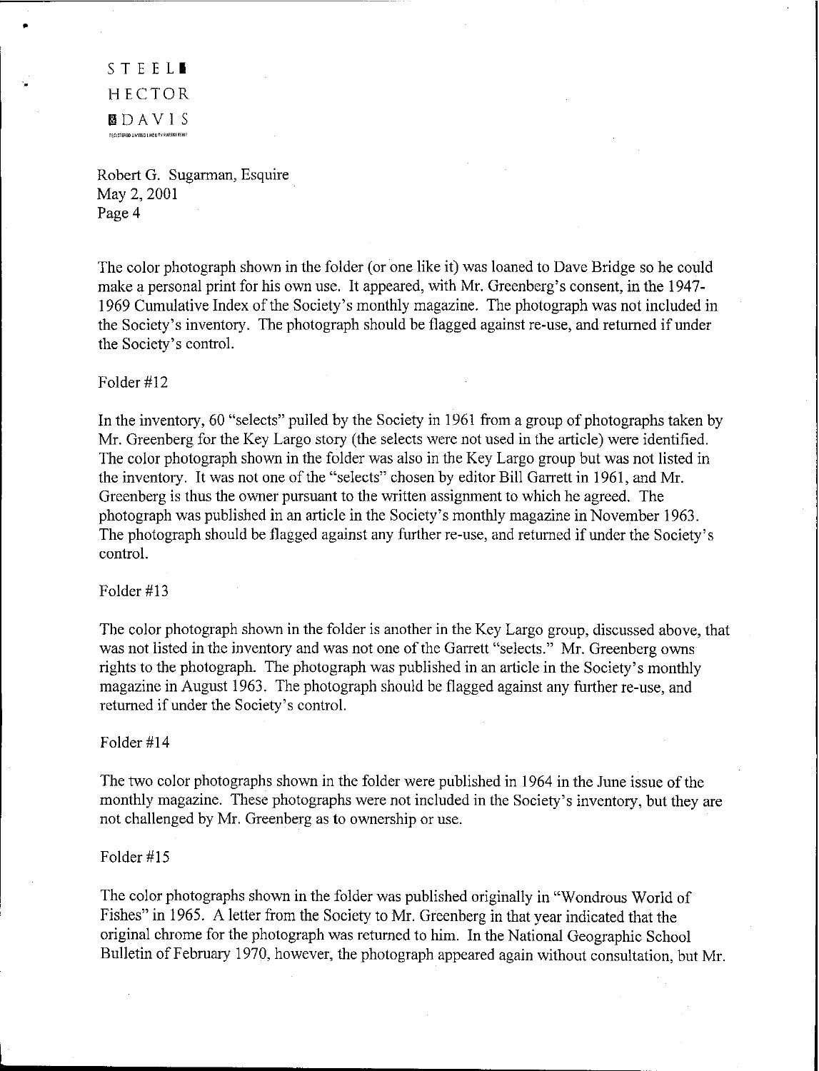Robert G. Sugarman, Esquire
May 2, 2001
Page 4

The color photograph shown in the folder (or one like it) was loaned to Dave Bridge so he could make a personal print for his own use. It appeared, with Mr. Greenberg's consent, in the 1947-1969 Cumulative Index of the Society's monthly magazine. The photograph was not included in the Society's inventory. The photograph should be flagged against re-use, and returned if under the Society's control.

Folder #12

In the inventory, 60 "selects" pulled by the Society in 1961 from a group of photographs taken by Mr. Greenberg for the Key Largo story (the selects were not used in the article) were identified. The color photograph shown in the folder was also in the Key Largo group but was not listed in the inventory. It was not one of the "selects" chosen by editor Bill Garrett in 1961, and Mr. Greenberg is thus the owner pursuant to the written assignment to which he agreed. The photograph was published in an article in the Society's monthly magazine in November 1963. The photograph should be flagged against any further re-use, and returned if under the Society's control.

Folder #13

The color photograph shown in the folder is another in the Key Largo group, discussed above, that was not listed in the inventory and was not one of the Garrett "selects." Mr. Greenberg owns rights to the photograph. The photograph was published in an article in the Society's monthly magazine in August 1963. The photograph should be flagged against any further re-use, and returned if under the Society's control.

Folder #14

The two color photographs shown in the folder were published in 1964 in the June issue of the monthly magazine. These photographs were not included in the Society's inventory, but they are not challenged by Mr. Greenberg as to ownership or use.

Folder #15

The color photographs shown in the folder was published originally in "Wondrous World of Fishes" in 1965. A letter from the Society to Mr. Greenberg in that year indicated that the original chrome for the photograph was returned to him. In the National Geographic School Bulletin of February 1970, however, the photograph appeared again without consultation, but Mr.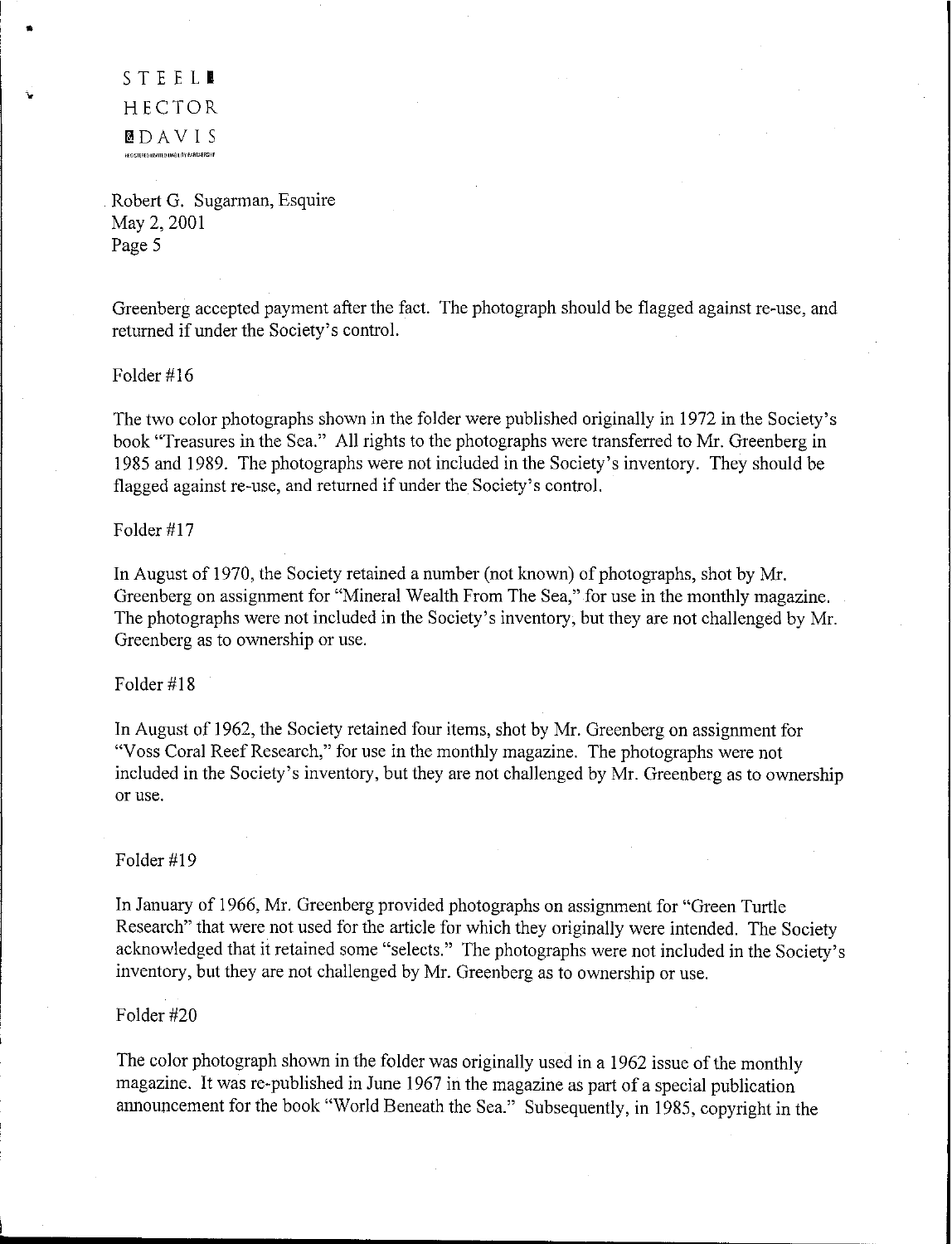Greenberg accepted payment after the fact. The photograph should be flagged against re-use, and returned if under the Society's control.

Folder #16

The two color photographs shown in the folder were published originally in 1972 in the Society's book "Treasures in the Sea." All rights to the photographs were transferred to Mr. Greenberg in 1985 and 1989. The photographs were not included in the Society's inventory. They should be flagged against re-use, and returned if under the Society's control.

Folder #17

In August of 1970, the Society retained a number (not known) of photographs, shot by Mr. Greenberg on assignment for "Mineral Wealth From The Sea," for use in the monthly magazine. The photographs were not included in the Society's inventory, but they are not challenged by Mr. Greenberg as to ownership or use.

Folder #18

In August of 1962, the Society retained four items, shot by Mr. Greenberg on assignment for "Voss Coral Reef Research," for use in the monthly magazine. The photographs were not included in the Society's inventory, but they are not challenged by Mr. Greenberg as to ownership or use.

Folder #19

In January of 1966, Mr. Greenberg provided photographs on assignment for "Green Turtle Research" that were not used for the article for which they originally were intended. The Society acknowledged that it retained some "selects." The photographs were not included in the Society's inventory, but they are not challenged by Mr. Greenberg as to ownership or use.

Folder #20

The color photograph shown in the folder was originally used in a 1962 issue of the monthly magazine. It was re-published in June 1967 in the magazine as part of a special publication announcement for the book "World Beneath the Sea." Subsequently, in 1985, copyright in the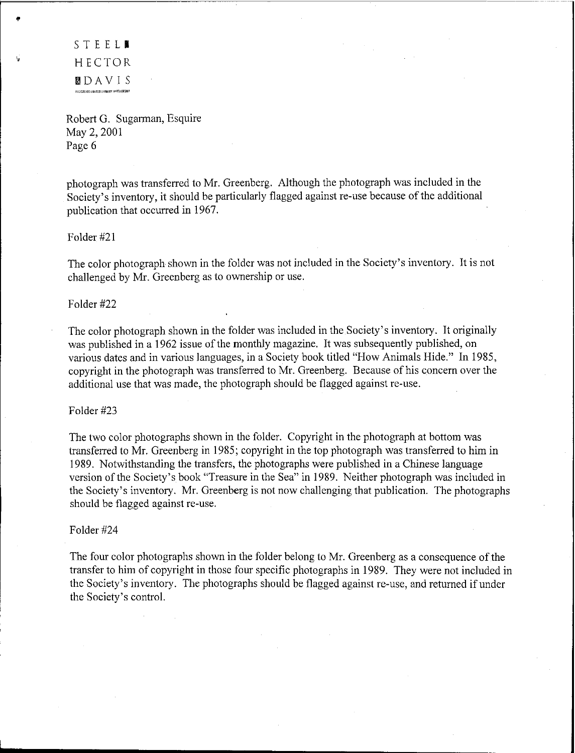photograph was transferred to Mr. Greenberg. Although the photograph was included in the Society's inventory, it should be particularly flagged against re-use because of the additional publication that occurred in 1967.

Folder #21

The color photograph shown in the folder was not included in the Society's inventory. It is not challenged by Mr. Greenberg as to ownership or use.

Folder #22

The color photograph shown in the folder was included in the Society's inventory. It originally was published in a 1962 issue of the monthly magazine. It was subsequently published, on various dates and in various languages, in a Society book titled "How Animals Hide." In 1985, copyright in the photograph was transferred to Mr. Greenberg. Because of his concern over the additional use that was made, the photograph should be flagged against re-use.

Folder #23

The two color photographs shown in the folder. Copyright in the photograph at bottom was transferred to Mr. Greenberg in 1985; copyright in the top photograph was transferred to him in 1989. Notwithstanding the transfers, the photographs were published in a Chinese language version of the Society's book "Treasure in the Sea" in 1989. Neither photograph was included in the Society's inventory. Mr. Greenberg is not now challenging that publication. The photographs should be flagged against re-use.

Folder #24

The four color photographs shown in the folder belong to Mr. Greenberg as a consequence of the transfer to him of copyright in those four specific photographs in 1989. They were not included in the Society's inventory. The photographs should be flagged against re-use, and returned if under the Society's control.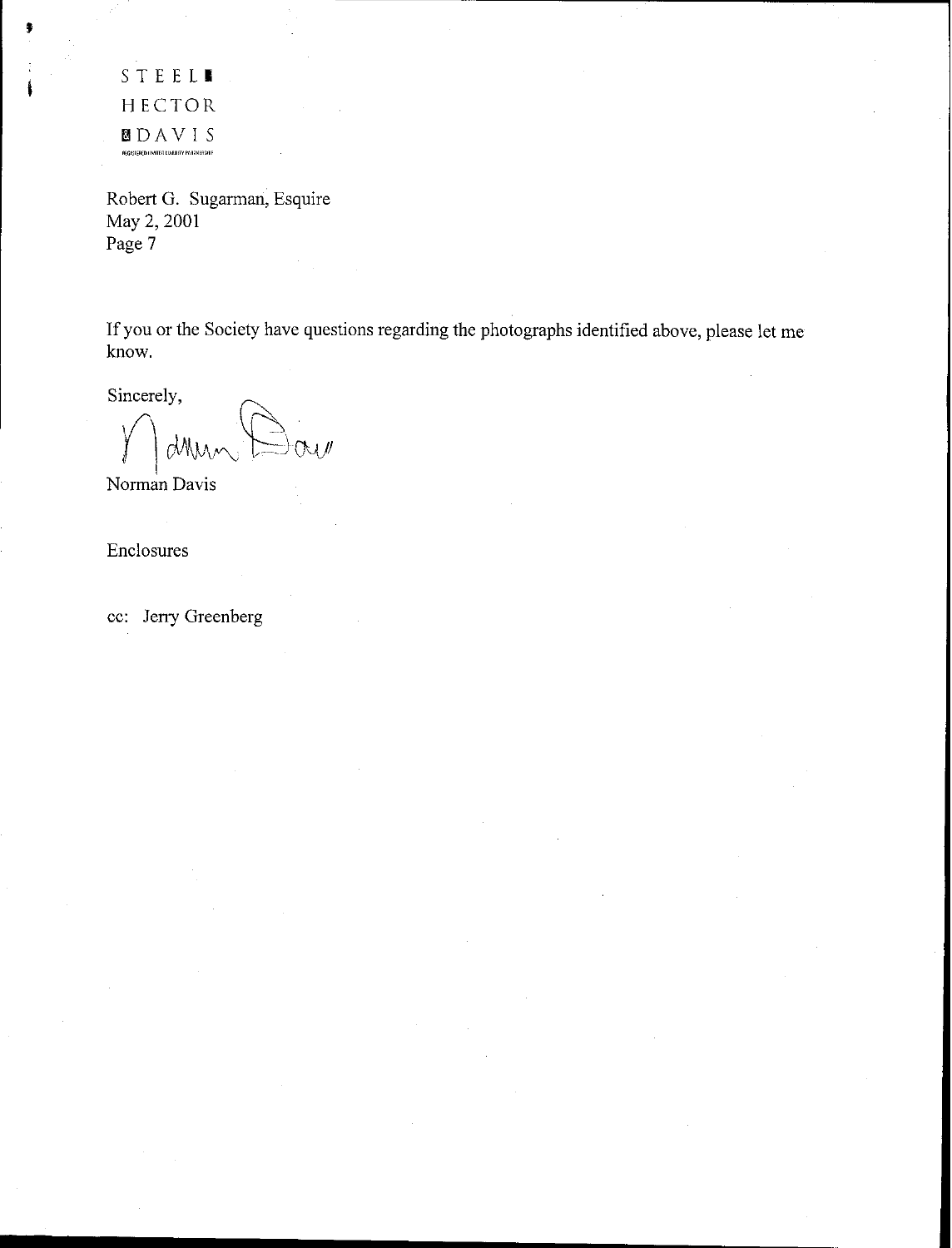STEEL HECTOR & DAVIS

REGISTERED LIMITED LIABILITY PARTNERSHIP

Robert G. Sugarman, Esquire
May 2, 2001
Page 7

If you or the Society have questions regarding the photographs identified above, please let me know.

Sincerely,

Norman Davis

Enclosures

cc: Jerry Greenberg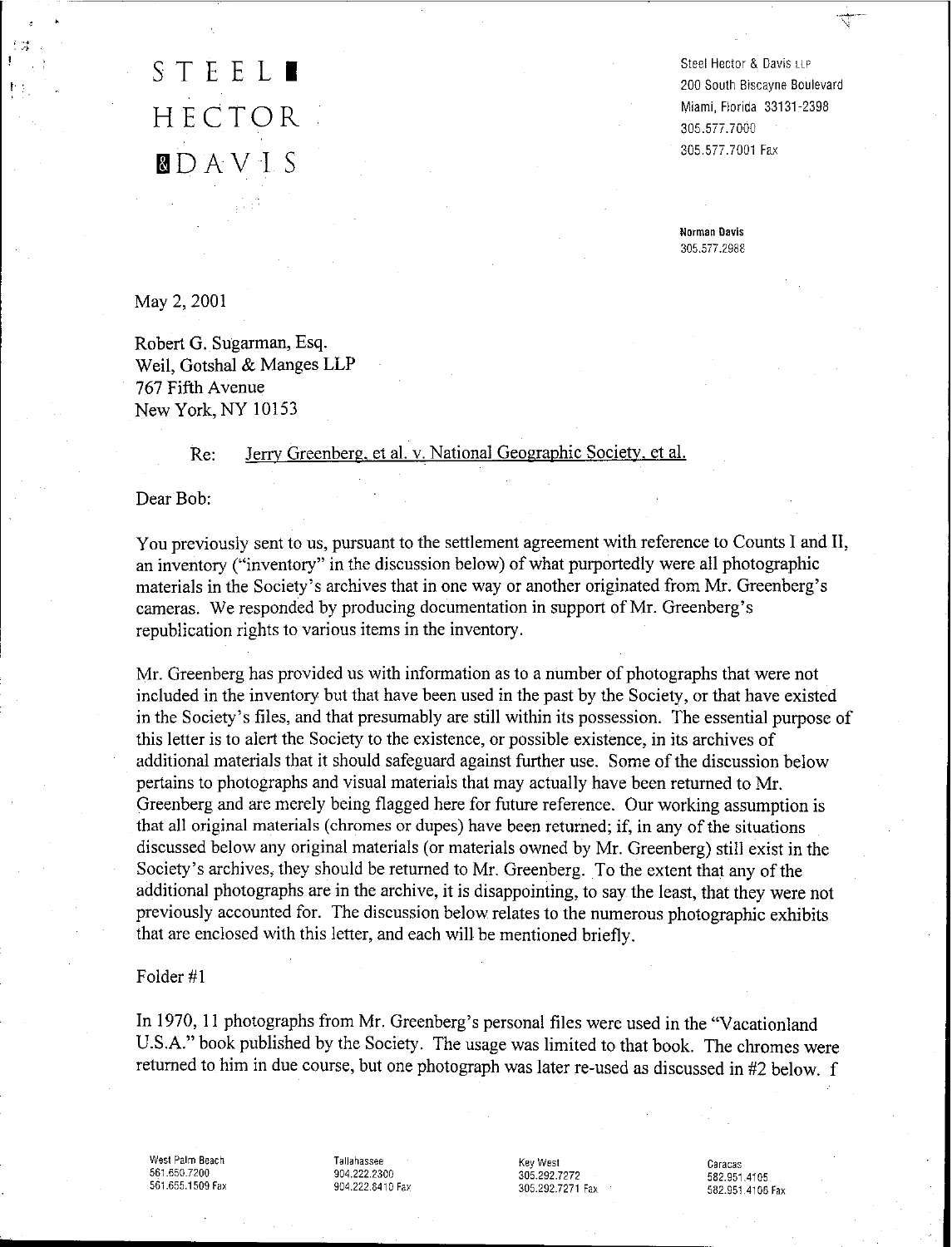STEEL
HECTOR
& DAVIS

Steel Hector & Davis LLP
200 South Biscayne Boulevard
Miami, Florida 33131-2398
305.577.7000
305.577.7001 Fax

**Norman Davis**
305.577.2988

May 2, 2001

Robert G. Sugarman, Esq.
Weil, Gotshal & Manges LLP
767 Fifth Avenue
New York, NY 10153

Re: Jerry Greenberg, et al. v. National Geographic Society, et al.

Dear Bob:

You previously sent to us, pursuant to the settlement agreement with reference to Counts I and II, an inventory ("inventory" in the discussion below) of what purportedly were all photographic materials in the Society's archives that in one way or another originated from Mr. Greenberg's cameras. We responded by producing documentation in support of Mr. Greenberg's republication rights to various items in the inventory.

Mr. Greenberg has provided us with information as to a number of photographs that were not included in the inventory but that have been used in the past by the Society, or that have existed in the Society's files, and that presumably are still within its possession. The essential purpose of this letter is to alert the Society to the existence, or possible existence, in its archives of additional materials that it should safeguard against further use. Some of the discussion below pertains to photographs and visual materials that may actually have been returned to Mr. Greenberg and are merely being flagged here for future reference. Our working assumption is that all original materials (chromes or dupes) have been returned; if, in any of the situations discussed below any original materials (or materials owned by Mr. Greenberg) still exist in the Society's archives, they should be returned to Mr. Greenberg. To the extent that any of the additional photographs are in the archive, it is disappointing, to say the least, that they were not previously accounted for. The discussion below relates to the numerous photographic exhibits that are enclosed with this letter, and each will be mentioned briefly.

Folder #1

In 1970, 11 photographs from Mr. Greenberg's personal files were used in the "Vacationland U.S.A." book published by the Society. The usage was limited to that book. The chromes were returned to him in due course, but one photograph was later re-used as discussed in #2 below. f

West Palm Beach
561.650.7200
561.655.1509 Fax

Tallahassee
904.222.2300
904.222.8410 Fax

Key West
305.292.7272
305.292.7271 Fax

Caracas
582.951.4105
582.951.4106 Fax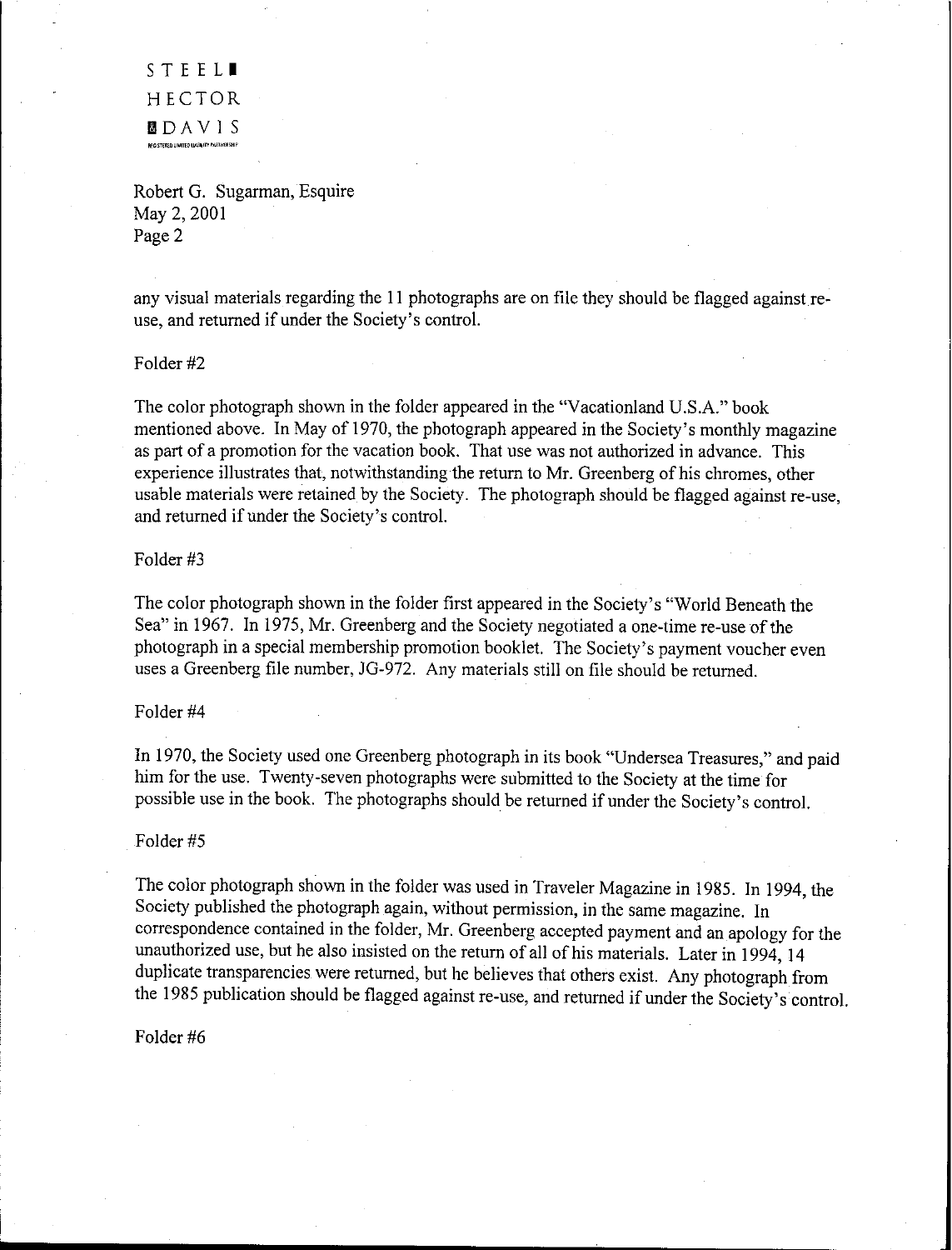any visual materials regarding the 11 photographs are on file they should be flagged against re-use, and returned if under the Society's control.

Folder #2

The color photograph shown in the folder appeared in the "Vacationland U.S.A." book mentioned above. In May of 1970, the photograph appeared in the Society's monthly magazine as part of a promotion for the vacation book. That use was not authorized in advance. This experience illustrates that, notwithstanding the return to Mr. Greenberg of his chromes, other usable materials were retained by the Society. The photograph should be flagged against re-use, and returned if under the Society's control.

Folder #3

The color photograph shown in the folder first appeared in the Society's "World Beneath the Sea" in 1967. In 1975, Mr. Greenberg and the Society negotiated a one-time re-use of the photograph in a special membership promotion booklet. The Society's payment voucher even uses a Greenberg file number, JG-972. Any materials still on file should be returned.

Folder #4

In 1970, the Society used one Greenberg photograph in its book "Undersea Treasures," and paid him for the use. Twenty-seven photographs were submitted to the Society at the time for possible use in the book. The photographs should be returned if under the Society's control.

Folder #5

The color photograph shown in the folder was used in Traveler Magazine in 1985. In 1994, the Society published the photograph again, without permission, in the same magazine. In correspondence contained in the folder, Mr. Greenberg accepted payment and an apology for the unauthorized use, but he also insisted on the return of all of his materials. Later in 1994, 14 duplicate transparencies were returned, but he believes that others exist. Any photograph from the 1985 publication should be flagged against re-use, and returned if under the Society's control.

Folder #6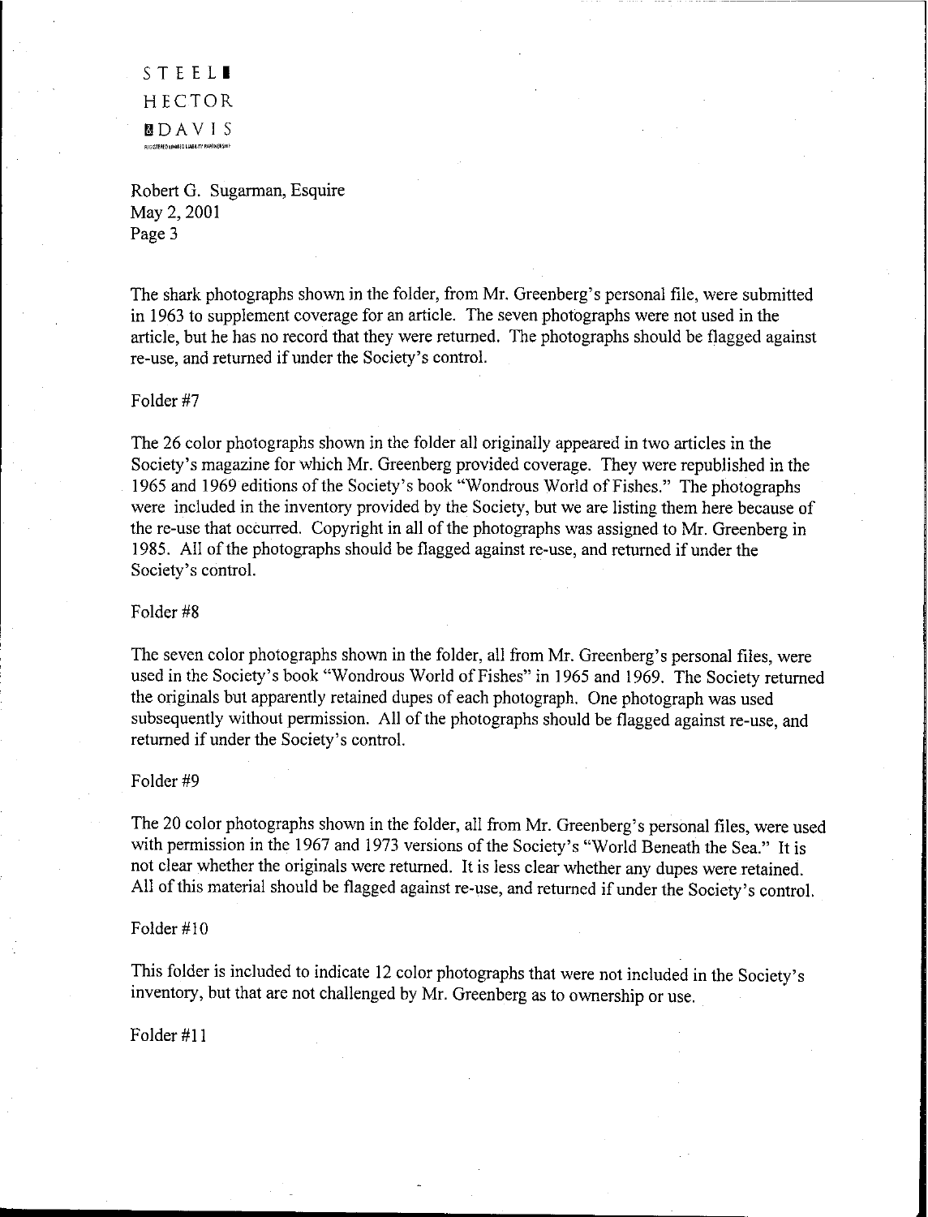Robert G. Sugarman, Esquire
May 2, 2001
Page 3

The shark photographs shown in the folder, from Mr. Greenberg's personal file, were submitted in 1963 to supplement coverage for an article. The seven photographs were not used in the article, but he has no record that they were returned. The photographs should be flagged against re-use, and returned if under the Society's control.

Folder #7

The 26 color photographs shown in the folder all originally appeared in two articles in the Society's magazine for which Mr. Greenberg provided coverage. They were republished in the 1965 and 1969 editions of the Society's book "Wondrous World of Fishes." The photographs were included in the inventory provided by the Society, but we are listing them here because of the re-use that occurred. Copyright in all of the photographs was assigned to Mr. Greenberg in 1985. All of the photographs should be flagged against re-use, and returned if under the Society's control.

Folder #8

The seven color photographs shown in the folder, all from Mr. Greenberg's personal files, were used in the Society's book "Wondrous World of Fishes" in 1965 and 1969. The Society returned the originals but apparently retained dupes of each photograph. One photograph was used subsequently without permission. All of the photographs should be flagged against re-use, and returned if under the Society's control.

Folder #9

The 20 color photographs shown in the folder, all from Mr. Greenberg's personal files, were used with permission in the 1967 and 1973 versions of the Society's "World Beneath the Sea." It is not clear whether the originals were returned. It is less clear whether any dupes were retained. All of this material should be flagged against re-use, and returned if under the Society's control.

Folder #10

This folder is included to indicate 12 color photographs that were not included in the Society's inventory, but that are not challenged by Mr. Greenberg as to ownership or use.

Folder #11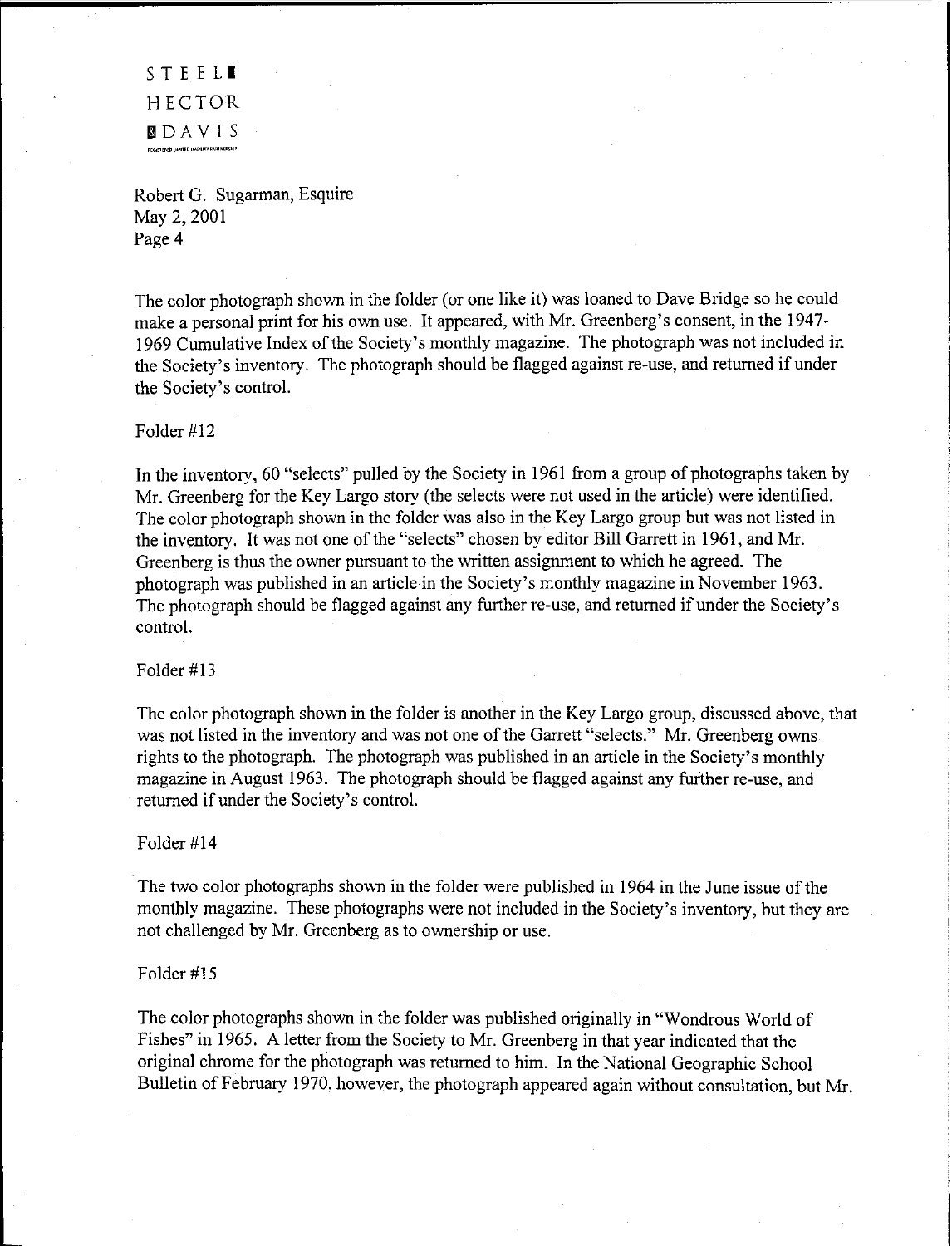Robert G. Sugarman, Esquire
May 2, 2001
Page 4

The color photograph shown in the folder (or one like it) was loaned to Dave Bridge so he could make a personal print for his own use. It appeared, with Mr. Greenberg's consent, in the 1947-1969 Cumulative Index of the Society's monthly magazine. The photograph was not included in the Society's inventory. The photograph should be flagged against re-use, and returned if under the Society's control.

Folder #12

In the inventory, 60 "selects" pulled by the Society in 1961 from a group of photographs taken by Mr. Greenberg for the Key Largo story (the selects were not used in the article) were identified. The color photograph shown in the folder was also in the Key Largo group but was not listed in the inventory. It was not one of the "selects" chosen by editor Bill Garrett in 1961, and Mr. Greenberg is thus the owner pursuant to the written assignment to which he agreed. The photograph was published in an article in the Society's monthly magazine in November 1963. The photograph should be flagged against any further re-use, and returned if under the Society's control.

Folder #13

The color photograph shown in the folder is another in the Key Largo group, discussed above, that was not listed in the inventory and was not one of the Garrett "selects." Mr. Greenberg owns rights to the photograph. The photograph was published in an article in the Society's monthly magazine in August 1963. The photograph should be flagged against any further re-use, and returned if under the Society's control.

Folder #14

The two color photographs shown in the folder were published in 1964 in the June issue of the monthly magazine. These photographs were not included in the Society's inventory, but they are not challenged by Mr. Greenberg as to ownership or use.

Folder #15

The color photographs shown in the folder was published originally in "Wondrous World of Fishes" in 1965. A letter from the Society to Mr. Greenberg in that year indicated that the original chrome for the photograph was returned to him. In the National Geographic School Bulletin of February 1970, however, the photograph appeared again without consultation, but Mr.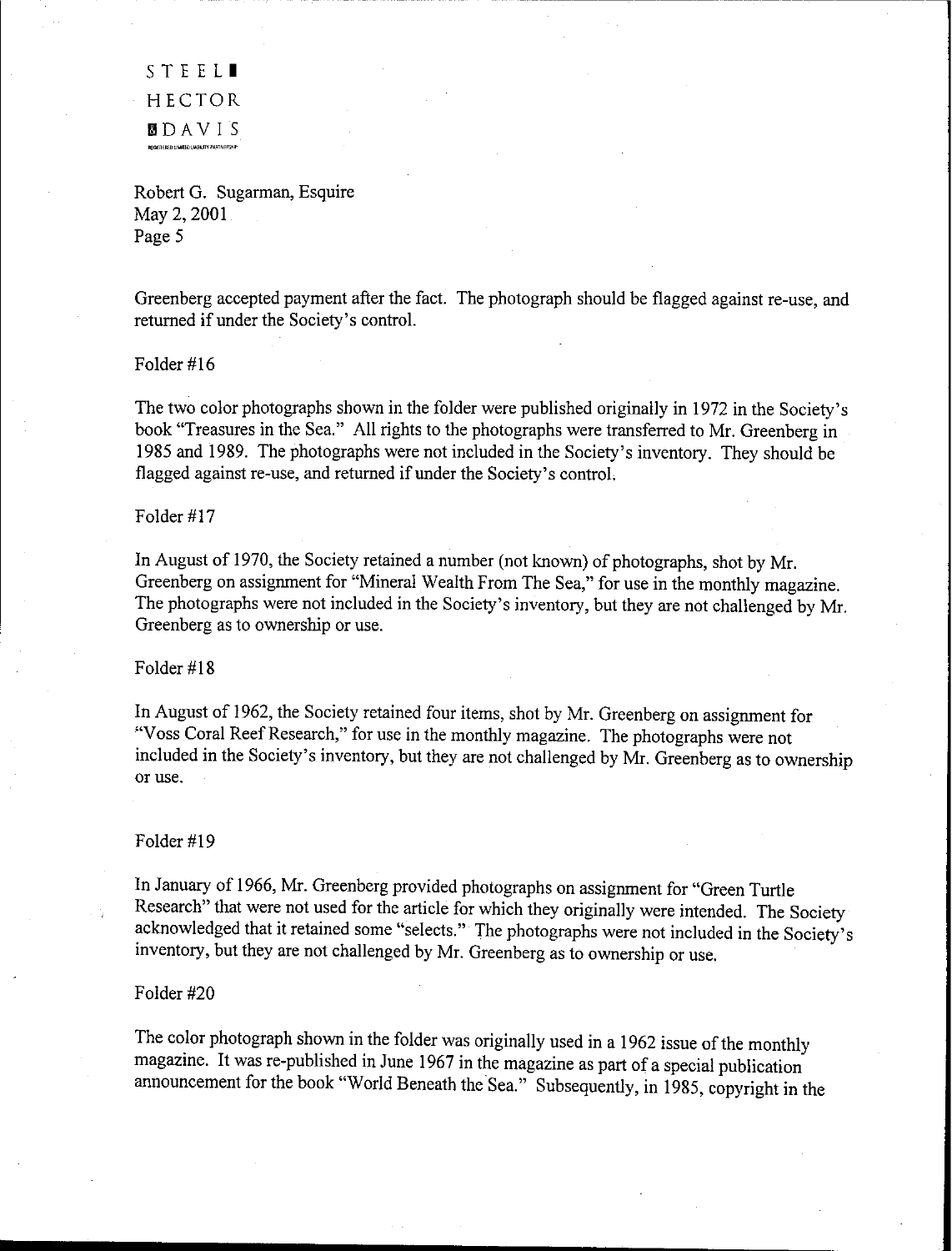Greenberg accepted payment after the fact. The photograph should be flagged against re-use, and returned if under the Society's control.

Folder #16

The two color photographs shown in the folder were published originally in 1972 in the Society's book "Treasures in the Sea." All rights to the photographs were transferred to Mr. Greenberg in 1985 and 1989. The photographs were not included in the Society's inventory. They should be flagged against re-use, and returned if under the Society's control.

Folder #17

In August of 1970, the Society retained a number (not known) of photographs, shot by Mr. Greenberg on assignment for "Mineral Wealth From The Sea," for use in the monthly magazine. The photographs were not included in the Society's inventory, but they are not challenged by Mr. Greenberg as to ownership or use.

Folder #18

In August of 1962, the Society retained four items, shot by Mr. Greenberg on assignment for "Voss Coral Reef Research," for use in the monthly magazine. The photographs were not included in the Society's inventory, but they are not challenged by Mr. Greenberg as to ownership or use.

Folder #19

In January of 1966, Mr. Greenberg provided photographs on assignment for "Green Turtle Research" that were not used for the article for which they originally were intended. The Society acknowledged that it retained some "selects." The photographs were not included in the Society's inventory, but they are not challenged by Mr. Greenberg as to ownership or use.

Folder #20

The color photograph shown in the folder was originally used in a 1962 issue of the monthly magazine. It was re-published in June 1967 in the magazine as part of a special publication announcement for the book "World Beneath the Sea." Subsequently, in 1985, copyright in the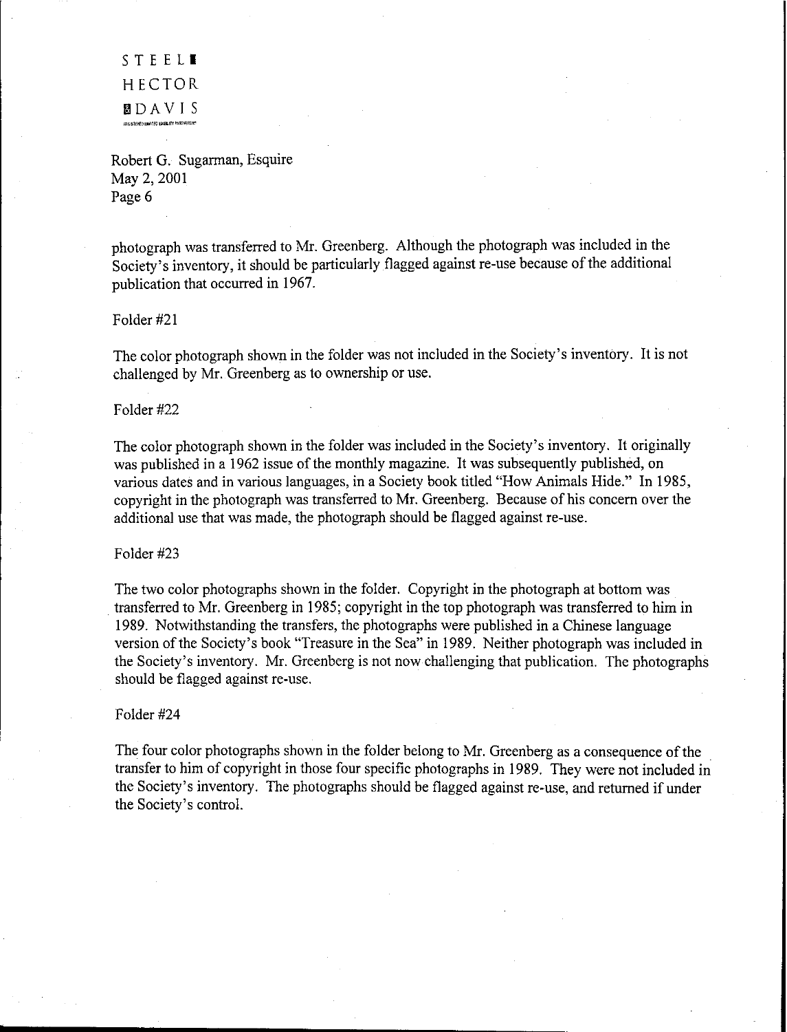photograph was transferred to Mr. Greenberg. Although the photograph was included in the Society's inventory, it should be particularly flagged against re-use because of the additional publication that occurred in 1967.

Folder #21

The color photograph shown in the folder was not included in the Society's inventory. It is not challenged by Mr. Greenberg as to ownership or use.

Folder #22

The color photograph shown in the folder was included in the Society's inventory. It originally was published in a 1962 issue of the monthly magazine. It was subsequently published, on various dates and in various languages, in a Society book titled "How Animals Hide." In 1985, copyright in the photograph was transferred to Mr. Greenberg. Because of his concern over the additional use that was made, the photograph should be flagged against re-use.

Folder #23

The two color photographs shown in the folder. Copyright in the photograph at bottom was transferred to Mr. Greenberg in 1985; copyright in the top photograph was transferred to him in 1989. Notwithstanding the transfers, the photographs were published in a Chinese language version of the Society's book "Treasure in the Sea" in 1989. Neither photograph was included in the Society's inventory. Mr. Greenberg is not now challenging that publication. The photographs should be flagged against re-use.

Folder #24

The four color photographs shown in the folder belong to Mr. Greenberg as a consequence of the transfer to him of copyright in those four specific photographs in 1989. They were not included in the Society's inventory. The photographs should be flagged against re-use, and returned if under the Society's control.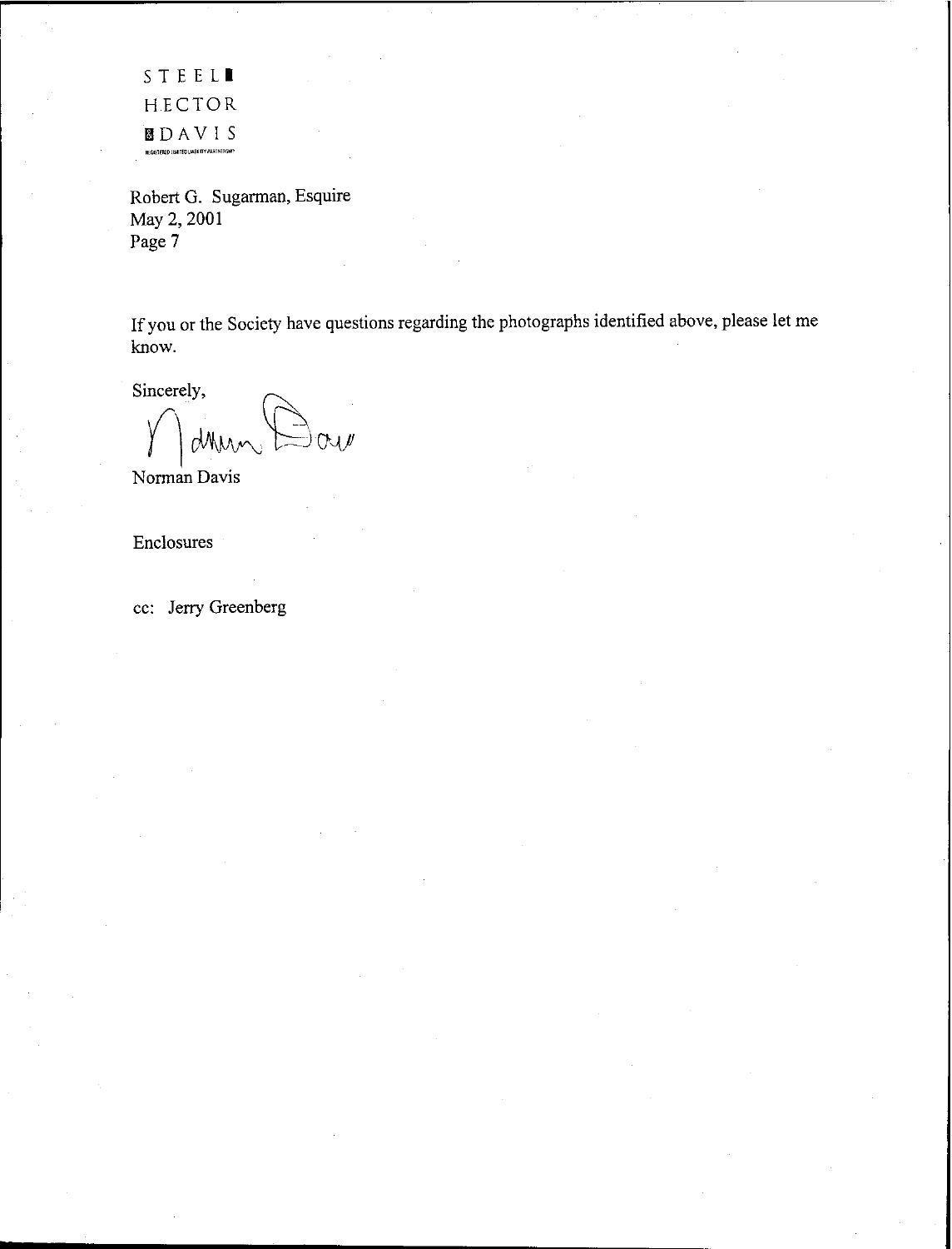STEEL HECTOR & DAVIS

REGISTERED LIMITED LIABILITY PARTNERSHIP

Robert G. Sugarman, Esquire
May 2, 2001
Page 7

If you or the Society have questions regarding the photographs identified above, please let me know.

Sincerely,

Norman Davis

Enclosures

cc: Jerry Greenberg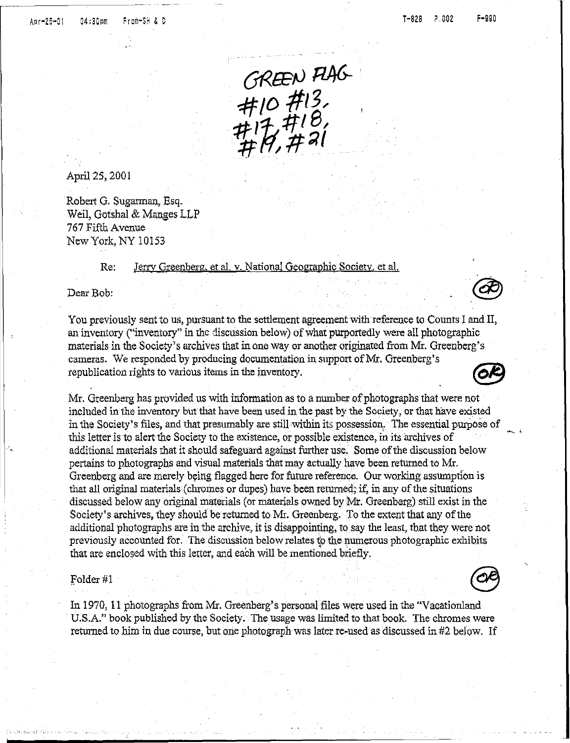GREEN FLAG
#10 #13,
#17, #18,
#19, #21

April 25, 2001

Robert G. Sugarman, Esq.
Weil, Gotshal & Manges LLP
767 Fifth Avenue
New York, NY 10153

Re: Jerry Greenberg, et al. v. National Geographic Society, et al.

Dear Bob:

OK

You previously sent to us, pursuant to the settlement agreement with reference to Counts I and II, an inventory ("inventory" in the discussion below) of what purportedly were all photographic materials in the Society's archives that in one way or another originated from Mr. Greenberg's cameras. We responded by producing documentation in support of Mr. Greenberg's republication rights to various items in the inventory.

OK

Mr. Greenberg has provided us with information as to a number of photographs that were not included in the inventory but that have been used in the past by the Society, or that have existed in the Society's files, and that presumably are still within its possession. The essential purpose of this letter is to alert the Society to the existence, or possible existence, in its archives of additional materials that it should safeguard against further use. Some of the discussion below pertains to photographs and visual materials that may actually have been returned to Mr. Greenberg and are merely being flagged here for future reference. Our working assumption is that all original materials (chromes or dupes) have been returned; if, in any of the situations discussed below any original materials (or materials owned by Mr. Greenberg) still exist in the Society's archives, they should be returned to Mr. Greenberg. To the extent that any of the additional photographs are in the archive, it is disappointing, to say the least, that they were not previously accounted for. The discussion below relates to the numerous photographic exhibits that are enclosed with this letter, and each will be mentioned briefly.

Folder #1

OK

In 1970, 11 photographs from Mr. Greenberg's personal files were used in the "Vacationland U.S.A." book published by the Society. The usage was limited to that book. The chromes were returned to him in due course, but one photograph was later re-used as discussed in #2 below. If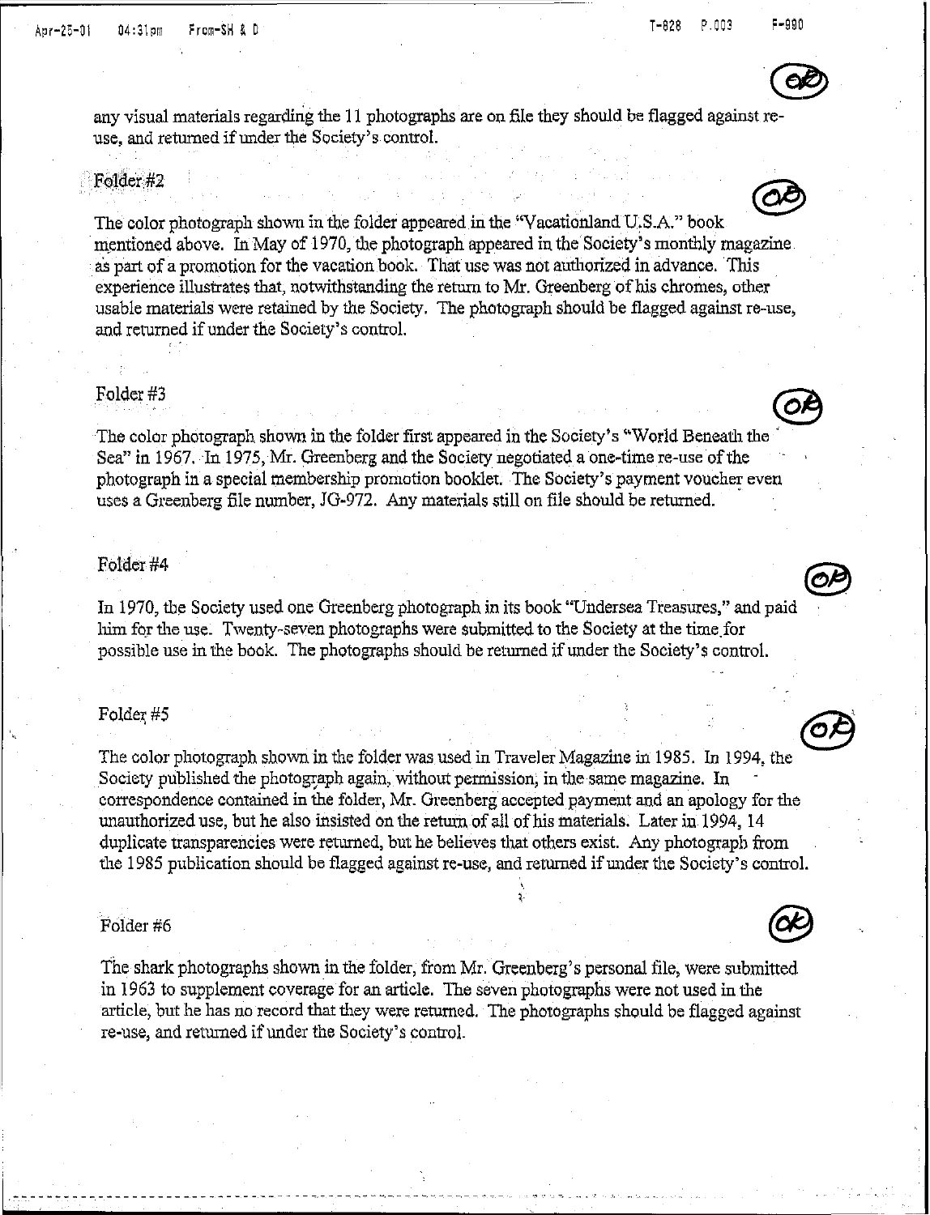any visual materials regarding the 11 photographs are on file they should be flagged against re-use, and returned if under the Society's control.

Folder #2

The color photograph shown in the folder appeared in the "Vacationland U.S.A." book mentioned above. In May of 1970, the photograph appeared in the Society's monthly magazine as part of a promotion for the vacation book. That use was not authorized in advance. This experience illustrates that, notwithstanding the return to Mr. Greenberg of his chromes, other usable materials were retained by the Society. The photograph should be flagged against re-use, and returned if under the Society's control.

Folder #3

The color photograph shown in the folder first appeared in the Society's "World Beneath the Sea" in 1967. In 1975, Mr. Greenberg and the Society negotiated a one-time re-use of the photograph in a special membership promotion booklet. The Society's payment voucher even uses a Greenberg file number, JG-972. Any materials still on file should be returned.

Folder #4

In 1970, the Society used one Greenberg photograph in its book "Undersea Treasures," and paid him for the use. Twenty-seven photographs were submitted to the Society at the time for possible use in the book. The photographs should be returned if under the Society's control.

Folder #5

The color photograph shown in the folder was used in Traveler Magazine in 1985. In 1994, the Society published the photograph again, without permission, in the same magazine. In correspondence contained in the folder, Mr. Greenberg accepted payment and an apology for the unauthorized use, but he also insisted on the return of all of his materials. Later in 1994, 14 duplicate transparencies were returned, but he believes that others exist. Any photograph from the 1985 publication should be flagged against re-use, and returned if under the Society's control.

Folder #6

The shark photographs shown in the folder, from Mr. Greenberg's personal file, were submitted in 1963 to supplement coverage for an article. The seven photographs were not used in the article, but he has no record that they were returned. The photographs should be flagged against re-use, and returned if under the Society's control.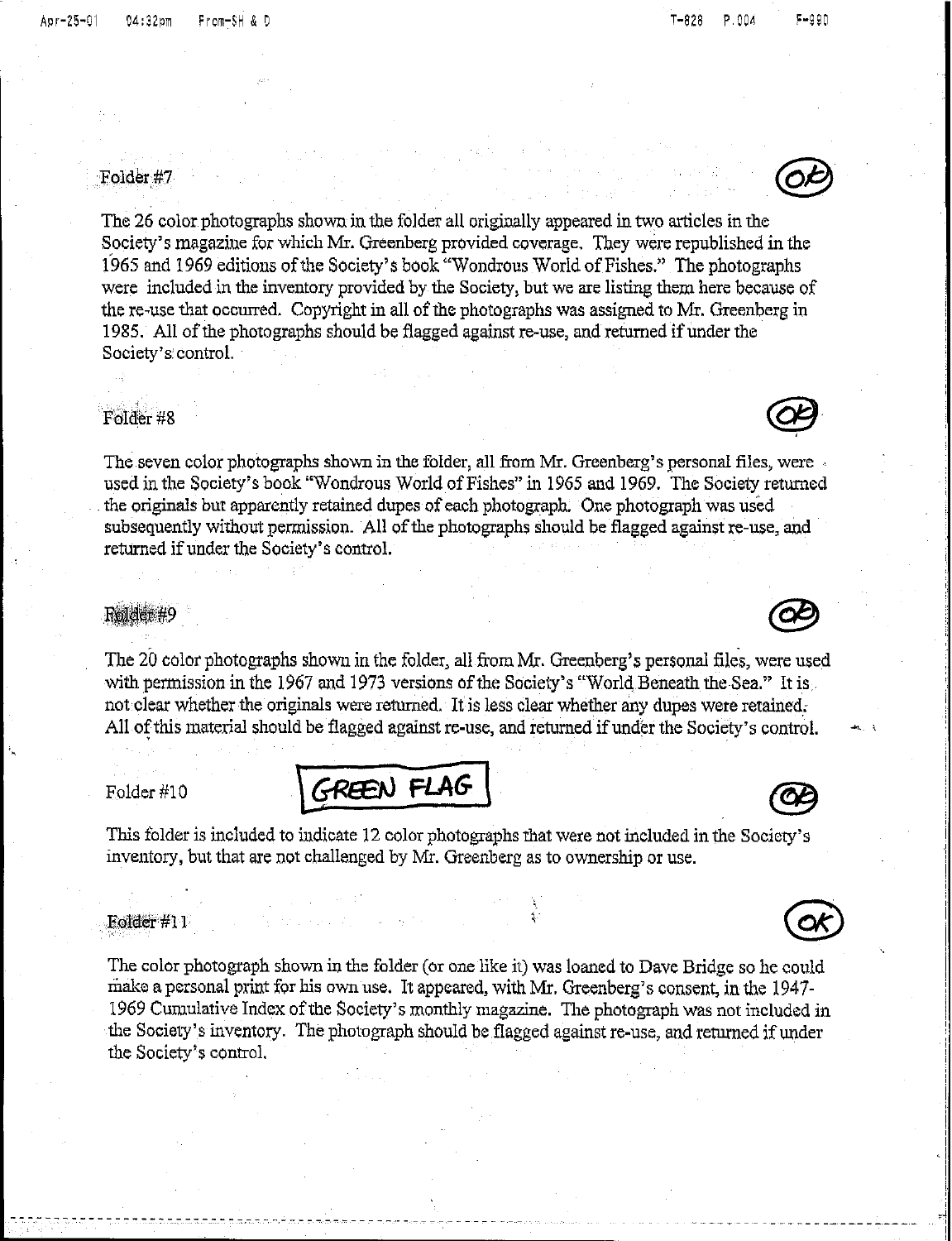Folder #7

The 26 color photographs shown in the folder all originally appeared in two articles in the Society's magazine for which Mr. Greenberg provided coverage. They were republished in the 1965 and 1969 editions of the Society's book "Wondrous World of Fishes." The photographs were included in the inventory provided by the Society, but we are listing them here because of the re-use that occurred. Copyright in all of the photographs was assigned to Mr. Greenberg in 1985. All of the photographs should be flagged against re-use, and returned if under the Society's control.

Folder #8

The seven color photographs shown in the folder, all from Mr. Greenberg's personal files, were used in the Society's book "Wondrous World of Fishes" in 1965 and 1969. The Society returned the originals but apparently retained dupes of each photograph. One photograph was used subsequently without permission. All of the photographs should be flagged against re-use, and returned if under the Society's control.

Folder #9

The 20 color photographs shown in the folder, all from Mr. Greenberg's personal files, were used with permission in the 1967 and 1973 versions of the Society's "World Beneath the Sea." It is not clear whether the originals were returned. It is less clear whether any dupes were retained. All of this material should be flagged against re-use, and returned if under the Society's control.

Folder #10 GREEN FLAG

This folder is included to indicate 12 color photographs that were not included in the Society's inventory, but that are not challenged by Mr. Greenberg as to ownership or use.

Folder #11

The color photograph shown in the folder (or one like it) was loaned to Dave Bridge so he could make a personal print for his own use. It appeared, with Mr. Greenberg's consent, in the 1947-1969 Cumulative Index of the Society's monthly magazine. The photograph was not included in the Society's inventory. The photograph should be flagged against re-use, and returned if under the Society's control.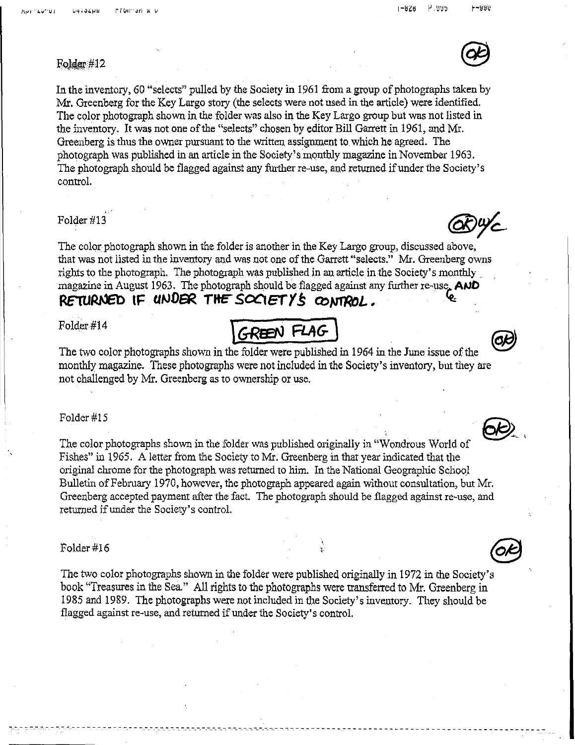Folder #12

In the inventory, 60 "selects" pulled by the Society in 1961 from a group of photographs taken by Mr. Greenberg for the Key Largo story (the selects were not used in the article) were identified. The color photograph shown in the folder was also in the Key Largo group but was not listed in the inventory. It was not one of the "selects" chosen by editor Bill Garrett in 1961, and Mr. Greenberg is thus the owner pursuant to the written assignment to which he agreed. The photograph was published in an article in the Society's monthly magazine in November 1963. The photograph should be flagged against any further re-use, and returned if under the Society's control.

OK

Folder #13

OK w/c

The color photograph shown in the folder is another in the Key Largo group, discussed above, that was not listed in the inventory and was not one of the Garrett "selects." Mr. Greenberg owns rights to the photograph. The photograph was published in an article in the Society's monthly magazine in August 1963. The photograph should be flagged against any further re-use, AND RETURNED IF UNDER THE SOCIETY'S CONTROL.

Folder #14

GREEN FLAG

OK

The two color photographs shown in the folder were published in 1964 in the June issue of the monthly magazine. These photographs were not included in the Society's inventory, but they are not challenged by Mr. Greenberg as to ownership or use.

Folder #15

OK

The color photographs shown in the folder was published originally in "Wondrous World of Fishes" in 1965. A letter from the Society to Mr. Greenberg in that year indicated that the original chrome for the photograph was returned to him. In the National Geographic School Bulletin of February 1970, however, the photograph appeared again without consultation, but Mr. Greenberg accepted payment after the fact. The photograph should be flagged against re-use, and returned if under the Society's control.

Folder #16

OK

The two color photographs shown in the folder were published originally in 1972 in the Society's book "Treasures in the Sea." All rights to the photographs were transferred to Mr. Greenberg in 1985 and 1989. The photographs were not included in the Society's inventory. They should be flagged against re-use, and returned if under the Society's control.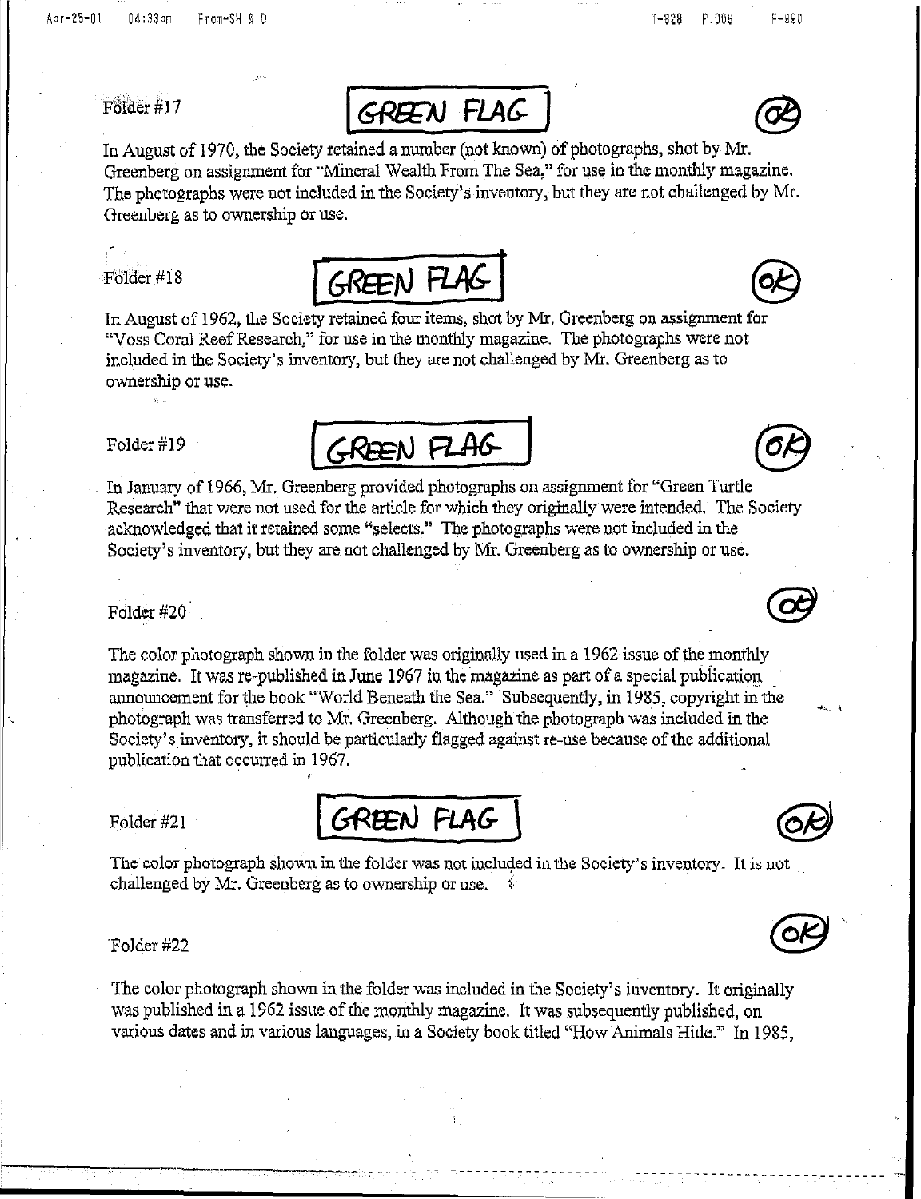Folder #17

**GREEN FLAG**

OK

In August of 1970, the Society retained a number (not known) of photographs, shot by Mr. Greenberg on assignment for "Mineral Wealth From The Sea," for use in the monthly magazine. The photographs were not included in the Society's inventory, but they are not challenged by Mr. Greenberg as to ownership or use.

Folder #18

**GREEN FLAG**

OK

In August of 1962, the Society retained four items, shot by Mr. Greenberg on assignment for "Voss Coral Reef Research," for use in the monthly magazine. The photographs were not included in the Society's inventory, but they are not challenged by Mr. Greenberg as to ownership or use.

Folder #19

**GREEN FLAG**

OK

In January of 1966, Mr. Greenberg provided photographs on assignment for "Green Turtle Research" that were not used for the article for which they originally were intended. The Society acknowledged that it retained some "selects." The photographs were not included in the Society's inventory, but they are not challenged by Mr. Greenberg as to ownership or use.

Folder #20

OK

The color photograph shown in the folder was originally used in a 1962 issue of the monthly magazine. It was re-published in June 1967 in the magazine as part of a special publication announcement for the book "World Beneath the Sea." Subsequently, in 1985, copyright in the photograph was transferred to Mr. Greenberg. Although the photograph was included in the Society's inventory, it should be particularly flagged against re-use because of the additional publication that occurred in 1967.

Folder #21

**GREEN FLAG**

OK

The color photograph shown in the folder was not included in the Society's inventory. It is not challenged by Mr. Greenberg as to ownership or use.

Folder #22

OK

The color photograph shown in the folder was included in the Society's inventory. It originally was published in a 1962 issue of the monthly magazine. It was subsequently published, on various dates and in various languages, in a Society book titled "How Animals Hide." In 1985,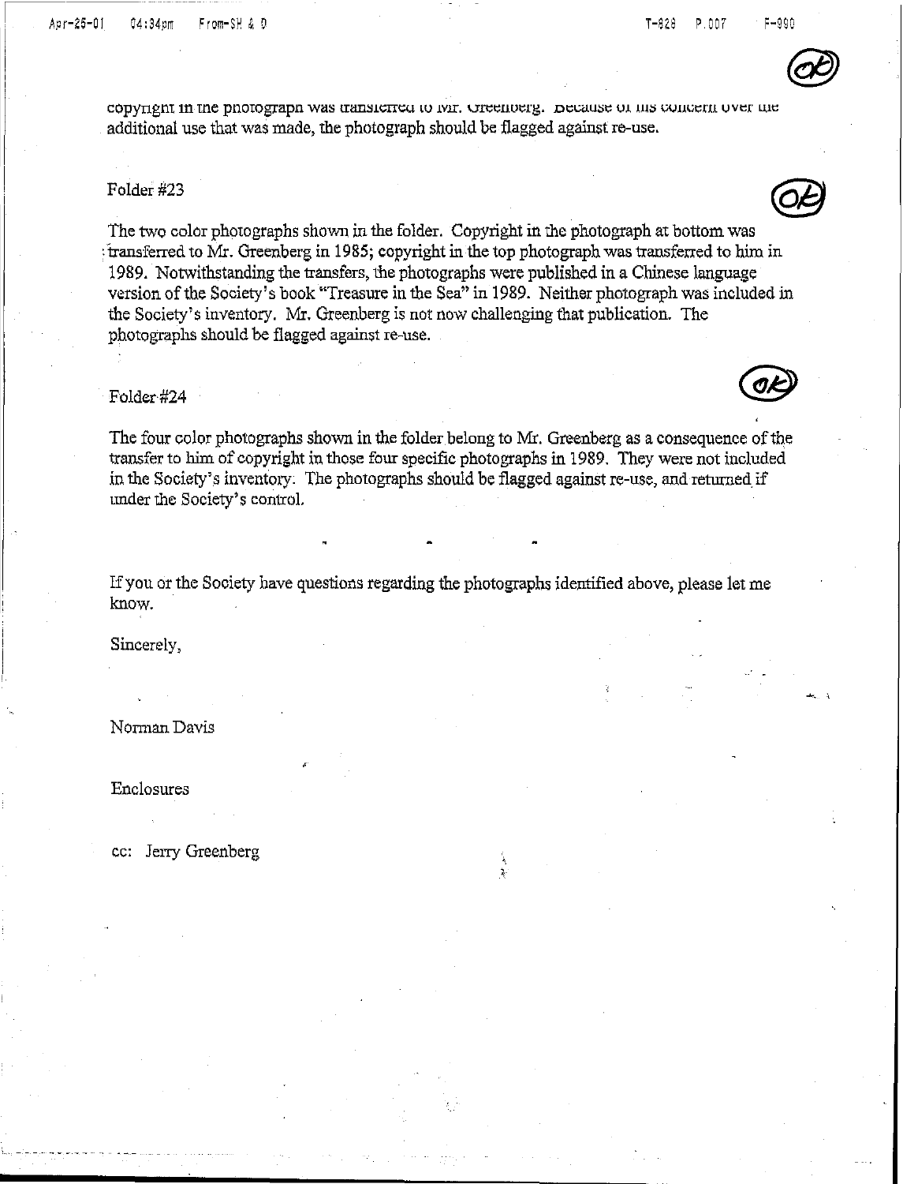copyright in the photograph was transferred to Mr. Greenberg. Because of his concern over the additional use that was made, the photograph should be flagged against re-use.

Folder #23

The two color photographs shown in the folder. Copyright in the photograph at bottom was transferred to Mr. Greenberg in 1985; copyright in the top photograph was transferred to him in 1989. Notwithstanding the transfers, the photographs were published in a Chinese language version of the Society's book "Treasure in the Sea" in 1989. Neither photograph was included in the Society's inventory. Mr. Greenberg is not now challenging that publication. The photographs should be flagged against re-use.

Folder #24

The four color photographs shown in the folder belong to Mr. Greenberg as a consequence of the transfer to him of copyright in those four specific photographs in 1989. They were not included in the Society's inventory. The photographs should be flagged against re-use, and returned if under the Society's control.

\* \* \*

If you or the Society have questions regarding the photographs identified above, please let me know.

Sincerely,

Norman Davis

Enclosures

cc: Jerry Greenberg